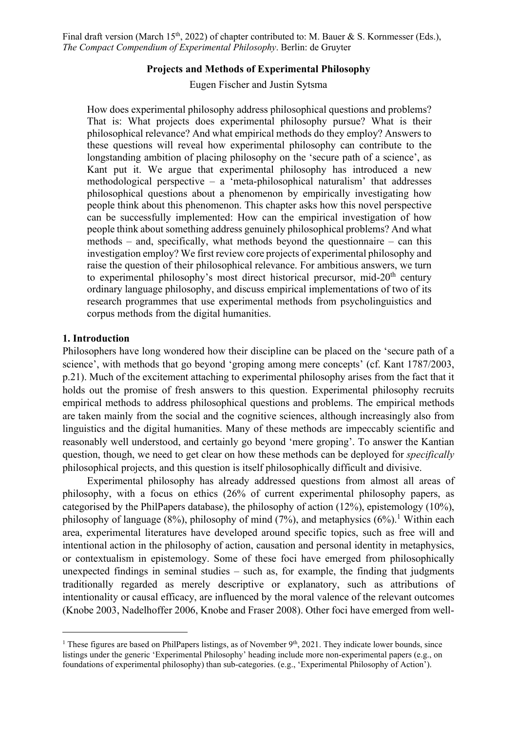Final draft version (March 15th, 2022) of chapter contributed to: M. Bauer & S. Kornmesser (Eds.), *The Compact Compendium of Experimental Philosophy*. Berlin: de Gruyter

# Projects and Methods of Experimental Philosophy

Eugen Fischer and Justin Sytsma

How does experimental philosophy address philosophical questions and problems? That is: What projects does experimental philosophy pursue? What is their philosophical relevance? And what empirical methods do they employ? Answers to these questions will reveal how experimental philosophy can contribute to the longstanding ambition of placing philosophy on the 'secure path of a science', as Kant put it. We argue that experimental philosophy has introduced a new methodological perspective – a 'meta-philosophical naturalism' that addresses philosophical questions about a phenomenon by empirically investigating how people think about this phenomenon. This chapter asks how this novel perspective can be successfully implemented: How can the empirical investigation of how people think about something address genuinely philosophical problems? And what methods – and, specifically, what methods beyond the questionnaire – can this investigation employ? We first review core projects of experimental philosophy and raise the question of their philosophical relevance. For ambitious answers, we turn to experimental philosophy's most direct historical precursor, mid-20th century ordinary language philosophy, and discuss empirical implementations of two of its research programmes that use experimental methods from psycholinguistics and corpus methods from the digital humanities.

## 1. Introduction

Philosophers have long wondered how their discipline can be placed on the 'secure path of a science', with methods that go beyond 'groping among mere concepts' (cf. Kant 1787/2003, p.21). Much of the excitement attaching to experimental philosophy arises from the fact that it holds out the promise of fresh answers to this question. Experimental philosophy recruits empirical methods to address philosophical questions and problems. The empirical methods are taken mainly from the social and the cognitive sciences, although increasingly also from linguistics and the digital humanities. Many of these methods are impeccably scientific and reasonably well understood, and certainly go beyond 'mere groping'. To answer the Kantian question, though, we need to get clear on how these methods can be deployed for *specifically* philosophical projects, and this question is itself philosophically difficult and divisive.

Experimental philosophy has already addressed questions from almost all areas of philosophy, with a focus on ethics (26% of current experimental philosophy papers, as categorised by the PhilPapers database), the philosophy of action (12%), epistemology (10%), philosophy of language (8%), philosophy of mind (7%), and metaphysics (6%).[1] Within each area, experimental literatures have developed around specific topics, such as free will and intentional action in the philosophy of action, causation and personal identity in metaphysics, or contextualism in epistemology. Some of these foci have emerged from philosophically unexpected findings in seminal studies – such as, for example, the finding that judgments traditionally regarded as merely descriptive or explanatory, such as attributions of intentionality or causal efficacy, are influenced by the moral valence of the relevant outcomes (Knobe 2003, Nadelhoffer 2006, Knobe and Fraser 2008). Other foci have emerged from well-

[1] These figures are based on PhilPapers listings, as of November 9th, 2021. They indicate lower bounds, since listings under the generic 'Experimental Philosophy' heading include more non-experimental papers (e.g., on foundations of experimental philosophy) than sub-categories. (e.g., 'Experimental Philosophy of Action').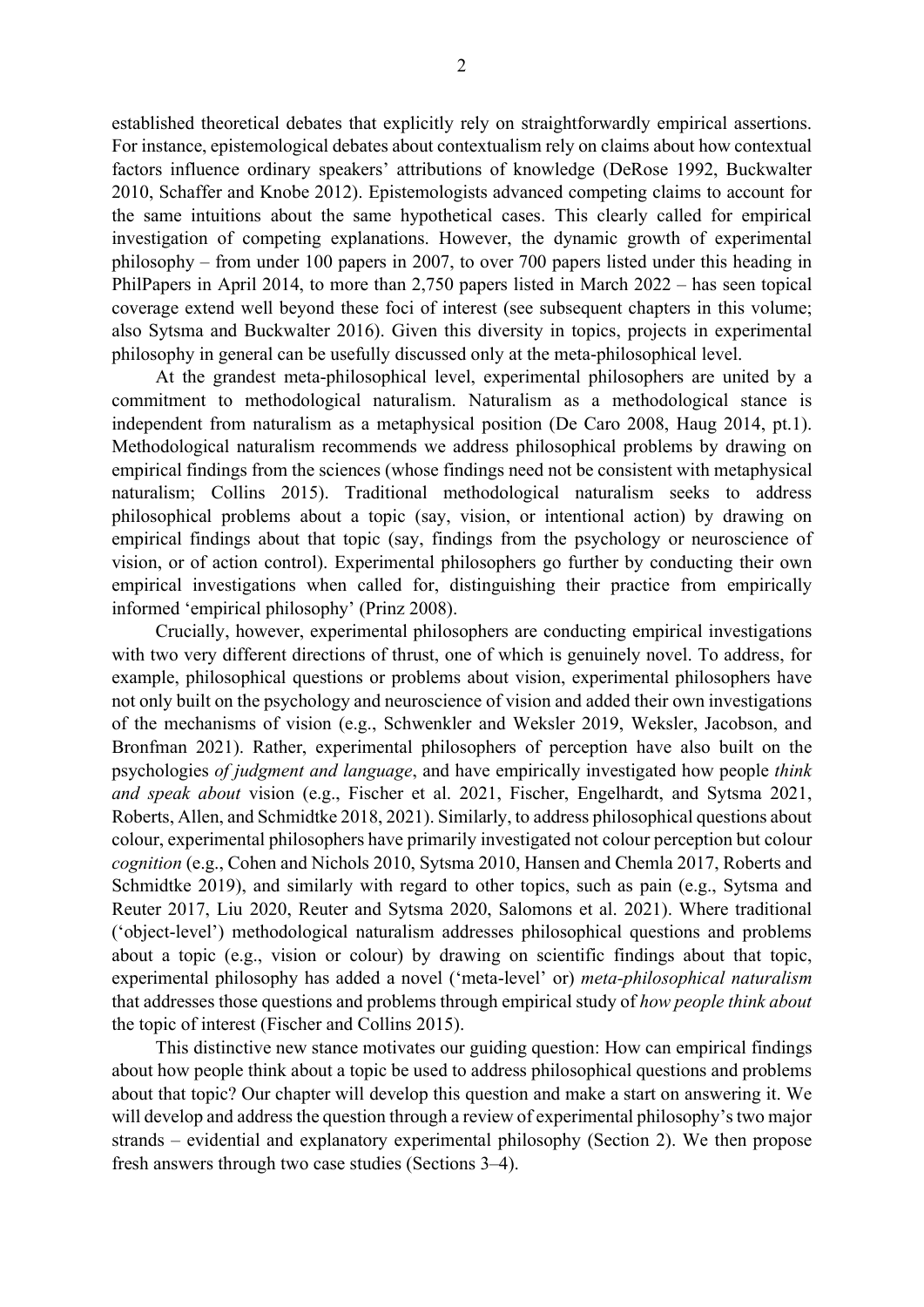established theoretical debates that explicitly rely on straightforwardly empirical assertions. For instance, epistemological debates about contextualism rely on claims about how contextual factors influence ordinary speakers' attributions of knowledge (DeRose 1992, Buckwalter 2010, Schaffer and Knobe 2012). Epistemologists advanced competing claims to account for the same intuitions about the same hypothetical cases. This clearly called for empirical investigation of competing explanations. However, the dynamic growth of experimental philosophy – from under 100 papers in 2007, to over 700 papers listed under this heading in PhilPapers in April 2014, to more than 2,750 papers listed in March 2022 – has seen topical coverage extend well beyond these foci of interest (see subsequent chapters in this volume; also Sytsma and Buckwalter 2016). Given this diversity in topics, projects in experimental philosophy in general can be usefully discussed only at the meta-philosophical level.

At the grandest meta-philosophical level, experimental philosophers are united by a commitment to methodological naturalism. Naturalism as a methodological stance is independent from naturalism as a metaphysical position (De Caro 2008, Haug 2014, pt.1). Methodological naturalism recommends we address philosophical problems by drawing on empirical findings from the sciences (whose findings need not be consistent with metaphysical naturalism; Collins 2015). Traditional methodological naturalism seeks to address philosophical problems about a topic (say, vision, or intentional action) by drawing on empirical findings about that topic (say, findings from the psychology or neuroscience of vision, or of action control). Experimental philosophers go further by conducting their own empirical investigations when called for, distinguishing their practice from empirically informed 'empirical philosophy' (Prinz 2008).

Crucially, however, experimental philosophers are conducting empirical investigations with two very different directions of thrust, one of which is genuinely novel. To address, for example, philosophical questions or problems about vision, experimental philosophers have not only built on the psychology and neuroscience of vision and added their own investigations of the mechanisms of vision (e.g., Schwenkler and Weksler 2019, Weksler, Jacobson, and Bronfman 2021). Rather, experimental philosophers of perception have also built on the psychologies *of judgment and language*, and have empirically investigated how people *think and speak about* vision (e.g., Fischer et al. 2021, Fischer, Engelhardt, and Sytsma 2021, Roberts, Allen, and Schmidtke 2018, 2021). Similarly, to address philosophical questions about colour, experimental philosophers have primarily investigated not colour perception but colour *cognition* (e.g., Cohen and Nichols 2010, Sytsma 2010, Hansen and Chemla 2017, Roberts and Schmidtke 2019), and similarly with regard to other topics, such as pain (e.g., Sytsma and Reuter 2017, Liu 2020, Reuter and Sytsma 2020, Salomons et al. 2021). Where traditional ('object-level') methodological naturalism addresses philosophical questions and problems about a topic (e.g., vision or colour) by drawing on scientific findings about that topic, experimental philosophy has added a novel ('meta-level' or) *meta-philosophical naturalism* that addresses those questions and problems through empirical study of *how people think about* the topic of interest (Fischer and Collins 2015).

This distinctive new stance motivates our guiding question: How can empirical findings about how people think about a topic be used to address philosophical questions and problems about that topic? Our chapter will develop this question and make a start on answering it. We will develop and address the question through a review of experimental philosophy's two major strands – evidential and explanatory experimental philosophy (Section 2). We then propose fresh answers through two case studies (Sections 3–4).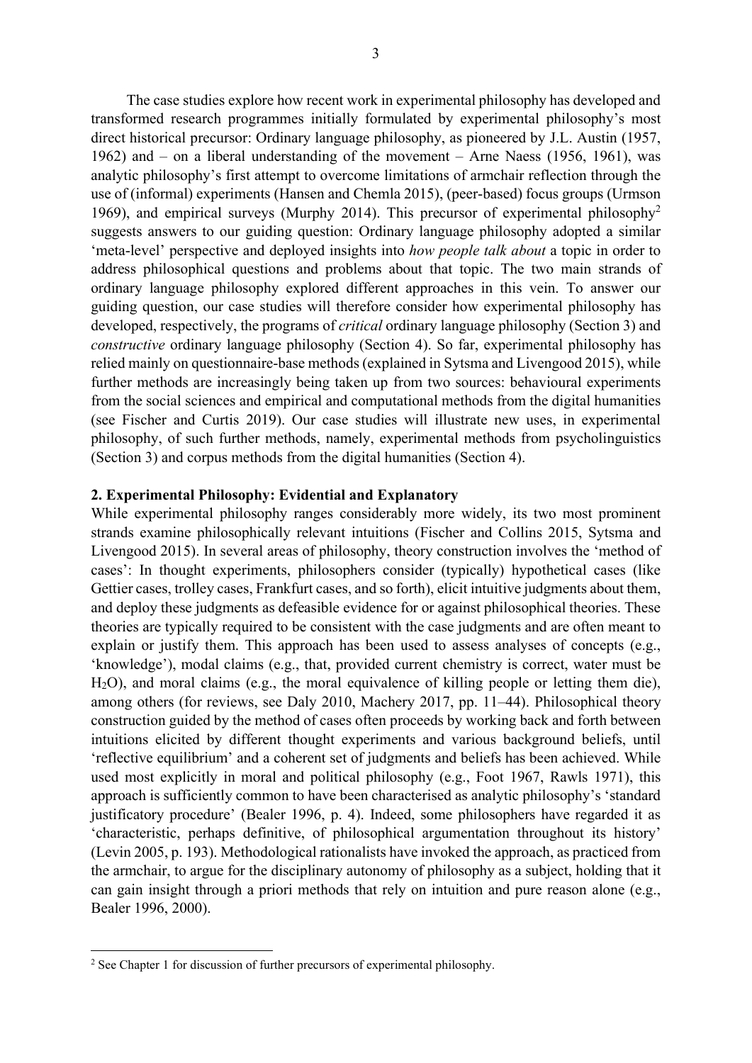The case studies explore how recent work in experimental philosophy has developed and transformed research programmes initially formulated by experimental philosophy's most direct historical precursor: Ordinary language philosophy, as pioneered by J.L. Austin (1957, 1962) and – on a liberal understanding of the movement – Arne Naess (1956, 1961), was analytic philosophy's first attempt to overcome limitations of armchair reflection through the use of (informal) experiments (Hansen and Chemla 2015), (peer-based) focus groups (Urmson 1969), and empirical surveys (Murphy 2014). This precursor of experimental philosophy[2] suggests answers to our guiding question: Ordinary language philosophy adopted a similar 'meta-level' perspective and deployed insights into *how people talk about* a topic in order to address philosophical questions and problems about that topic. The two main strands of ordinary language philosophy explored different approaches in this vein. To answer our guiding question, our case studies will therefore consider how experimental philosophy has developed, respectively, the programs of *critical* ordinary language philosophy (Section 3) and *constructive* ordinary language philosophy (Section 4). So far, experimental philosophy has relied mainly on questionnaire-base methods (explained in Sytsma and Livengood 2015), while further methods are increasingly being taken up from two sources: behavioural experiments from the social sciences and empirical and computational methods from the digital humanities (see Fischer and Curtis 2019). Our case studies will illustrate new uses, in experimental philosophy, of such further methods, namely, experimental methods from psycholinguistics (Section 3) and corpus methods from the digital humanities (Section 4).

## 2. Experimental Philosophy: Evidential and Explanatory

While experimental philosophy ranges considerably more widely, its two most prominent strands examine philosophically relevant intuitions (Fischer and Collins 2015, Sytsma and Livengood 2015). In several areas of philosophy, theory construction involves the 'method of cases': In thought experiments, philosophers consider (typically) hypothetical cases (like Gettier cases, trolley cases, Frankfurt cases, and so forth), elicit intuitive judgments about them, and deploy these judgments as defeasible evidence for or against philosophical theories. These theories are typically required to be consistent with the case judgments and are often meant to explain or justify them. This approach has been used to assess analyses of concepts (e.g., 'knowledge'), modal claims (e.g., that, provided current chemistry is correct, water must be $H_2O$), and moral claims (e.g., the moral equivalence of killing people or letting them die), among others (for reviews, see Daly 2010, Machery 2017, pp. 11–44). Philosophical theory construction guided by the method of cases often proceeds by working back and forth between intuitions elicited by different thought experiments and various background beliefs, until 'reflective equilibrium' and a coherent set of judgments and beliefs has been achieved. While used most explicitly in moral and political philosophy (e.g., Foot 1967, Rawls 1971), this approach is sufficiently common to have been characterised as analytic philosophy's 'standard justificatory procedure' (Bealer 1996, p. 4). Indeed, some philosophers have regarded it as 'characteristic, perhaps definitive, of philosophical argumentation throughout its history' (Levin 2005, p. 193). Methodological rationalists have invoked the approach, as practiced from the armchair, to argue for the disciplinary autonomy of philosophy as a subject, holding that it can gain insight through a priori methods that rely on intuition and pure reason alone (e.g., Bealer 1996, 2000).

[2] See Chapter 1 for discussion of further precursors of experimental philosophy.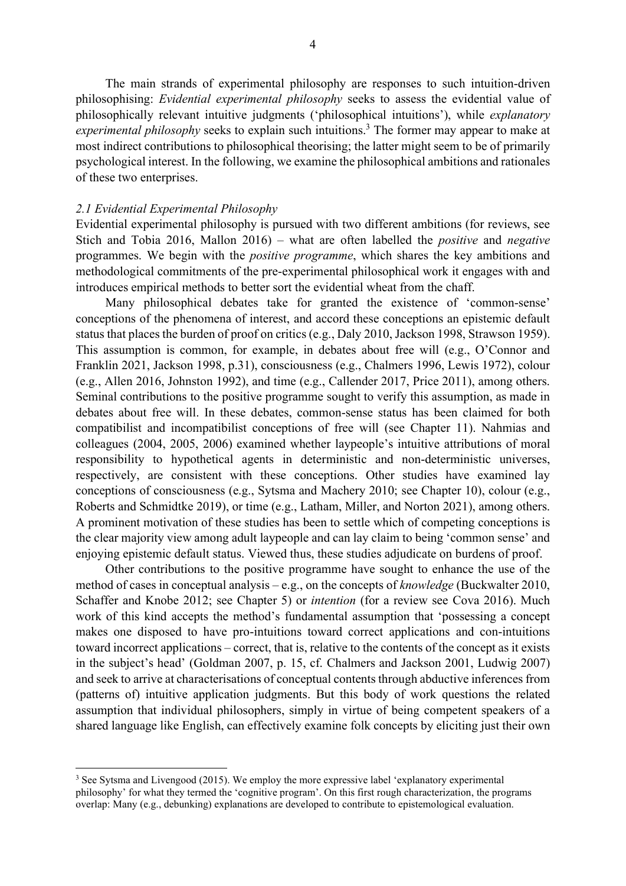The main strands of experimental philosophy are responses to such intuition-driven philosophising: *Evidential experimental philosophy* seeks to assess the evidential value of philosophically relevant intuitive judgments ('philosophical intuitions'), while *explanatory experimental philosophy* seeks to explain such intuitions.[3] The former may appear to make at most indirect contributions to philosophical theorising; the latter might seem to be of primarily psychological interest. In the following, we examine the philosophical ambitions and rationales of these two enterprises.

### *2.1 Evidential Experimental Philosophy*

Evidential experimental philosophy is pursued with two different ambitions (for reviews, see Stich and Tobia 2016, Mallon 2016) – what are often labelled the *positive* and *negative* programmes. We begin with the *positive programme*, which shares the key ambitions and methodological commitments of the pre-experimental philosophical work it engages with and introduces empirical methods to better sort the evidential wheat from the chaff.

Many philosophical debates take for granted the existence of 'common-sense' conceptions of the phenomena of interest, and accord these conceptions an epistemic default status that places the burden of proof on critics (e.g., Daly 2010, Jackson 1998, Strawson 1959). This assumption is common, for example, in debates about free will (e.g., O'Connor and Franklin 2021, Jackson 1998, p.31), consciousness (e.g., Chalmers 1996, Lewis 1972), colour (e.g., Allen 2016, Johnston 1992), and time (e.g., Callender 2017, Price 2011), among others. Seminal contributions to the positive programme sought to verify this assumption, as made in debates about free will. In these debates, common-sense status has been claimed for both compatibilist and incompatibilist conceptions of free will (see Chapter 11). Nahmias and colleagues (2004, 2005, 2006) examined whether laypeople's intuitive attributions of moral responsibility to hypothetical agents in deterministic and non-deterministic universes, respectively, are consistent with these conceptions. Other studies have examined lay conceptions of consciousness (e.g., Sytsma and Machery 2010; see Chapter 10), colour (e.g., Roberts and Schmidtke 2019), or time (e.g., Latham, Miller, and Norton 2021), among others. A prominent motivation of these studies has been to settle which of competing conceptions is the clear majority view among adult laypeople and can lay claim to being 'common sense' and enjoying epistemic default status. Viewed thus, these studies adjudicate on burdens of proof.

Other contributions to the positive programme have sought to enhance the use of the method of cases in conceptual analysis – e.g., on the concepts of *knowledge* (Buckwalter 2010, Schaffer and Knobe 2012; see Chapter 5) or *intention* (for a review see Cova 2016). Much work of this kind accepts the method's fundamental assumption that 'possessing a concept makes one disposed to have pro-intuitions toward correct applications and con-intuitions toward incorrect applications – correct, that is, relative to the contents of the concept as it exists in the subject's head' (Goldman 2007, p. 15, cf. Chalmers and Jackson 2001, Ludwig 2007) and seek to arrive at characterisations of conceptual contents through abductive inferences from (patterns of) intuitive application judgments. But this body of work questions the related assumption that individual philosophers, simply in virtue of being competent speakers of a shared language like English, can effectively examine folk concepts by eliciting just their own

---

[3] See Sytsma and Livengood (2015). We employ the more expressive label 'explanatory experimental philosophy' for what they termed the 'cognitive program'. On this first rough characterization, the programs overlap: Many (e.g., debunking) explanations are developed to contribute to epistemological evaluation.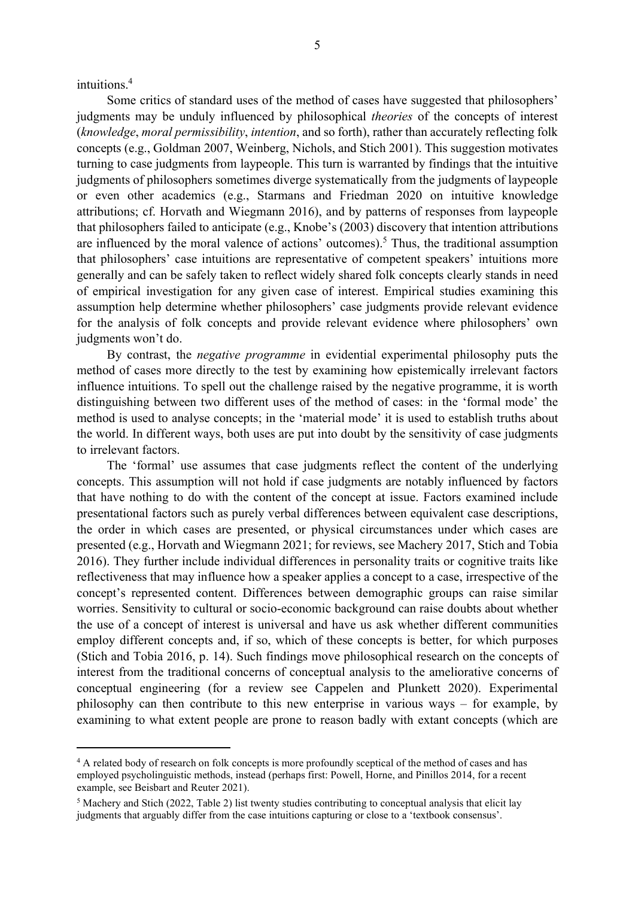intuitions.[4]

Some critics of standard uses of the method of cases have suggested that philosophers' judgments may be unduly influenced by philosophical *theories* of the concepts of interest (*knowledge*, *moral permissibility*, *intention*, and so forth), rather than accurately reflecting folk concepts (e.g., Goldman 2007, Weinberg, Nichols, and Stich 2001). This suggestion motivates turning to case judgments from laypeople. This turn is warranted by findings that the intuitive judgments of philosophers sometimes diverge systematically from the judgments of laypeople or even other academics (e.g., Starmans and Friedman 2020 on intuitive knowledge attributions; cf. Horvath and Wiegmann 2016), and by patterns of responses from laypeople that philosophers failed to anticipate (e.g., Knobe's (2003) discovery that intention attributions are influenced by the moral valence of actions' outcomes).[5] Thus, the traditional assumption that philosophers' case intuitions are representative of competent speakers' intuitions more generally and can be safely taken to reflect widely shared folk concepts clearly stands in need of empirical investigation for any given case of interest. Empirical studies examining this assumption help determine whether philosophers' case judgments provide relevant evidence for the analysis of folk concepts and provide relevant evidence where philosophers' own judgments won't do.

By contrast, the *negative programme* in evidential experimental philosophy puts the method of cases more directly to the test by examining how epistemically irrelevant factors influence intuitions. To spell out the challenge raised by the negative programme, it is worth distinguishing between two different uses of the method of cases: in the 'formal mode' the method is used to analyse concepts; in the 'material mode' it is used to establish truths about the world. In different ways, both uses are put into doubt by the sensitivity of case judgments to irrelevant factors.

The 'formal' use assumes that case judgments reflect the content of the underlying concepts. This assumption will not hold if case judgments are notably influenced by factors that have nothing to do with the content of the concept at issue. Factors examined include presentational factors such as purely verbal differences between equivalent case descriptions, the order in which cases are presented, or physical circumstances under which cases are presented (e.g., Horvath and Wiegmann 2021; for reviews, see Machery 2017, Stich and Tobia 2016). They further include individual differences in personality traits or cognitive traits like reflectiveness that may influence how a speaker applies a concept to a case, irrespective of the concept's represented content. Differences between demographic groups can raise similar worries. Sensitivity to cultural or socio-economic background can raise doubts about whether the use of a concept of interest is universal and have us ask whether different communities employ different concepts and, if so, which of these concepts is better, for which purposes (Stich and Tobia 2016, p. 14). Such findings move philosophical research on the concepts of interest from the traditional concerns of conceptual analysis to the ameliorative concerns of conceptual engineering (for a review see Cappelen and Plunkett 2020). Experimental philosophy can then contribute to this new enterprise in various ways – for example, by examining to what extent people are prone to reason badly with extant concepts (which are

---

[4] A related body of research on folk concepts is more profoundly sceptical of the method of cases and has employed psycholinguistic methods, instead (perhaps first: Powell, Horne, and Pinillos 2014, for a recent example, see Beisbart and Reuter 2021).

[5] Machery and Stich (2022, Table 2) list twenty studies contributing to conceptual analysis that elicit lay judgments that arguably differ from the case intuitions capturing or close to a 'textbook consensus'.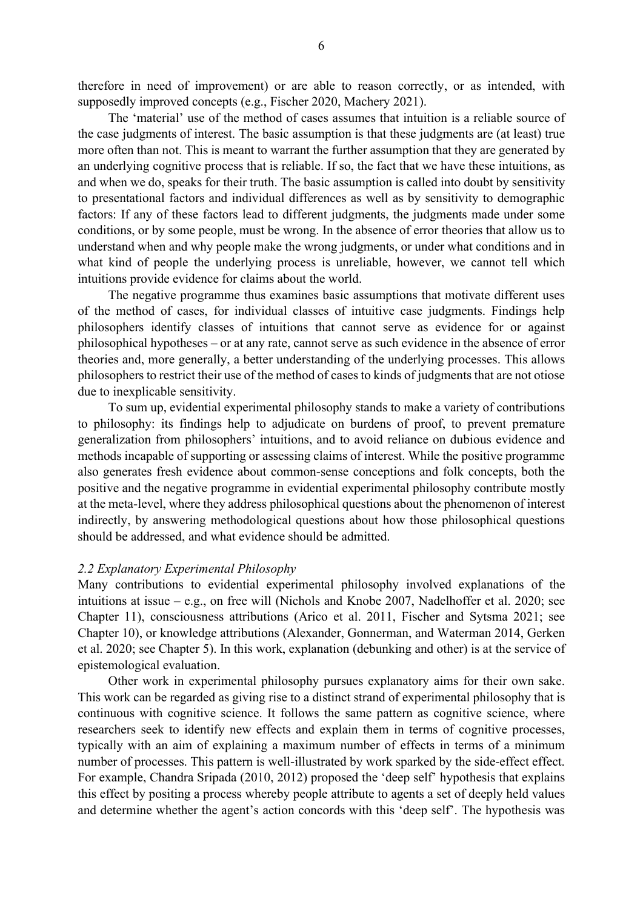therefore in need of improvement) or are able to reason correctly, or as intended, with supposedly improved concepts (e.g., Fischer 2020, Machery 2021).

The 'material' use of the method of cases assumes that intuition is a reliable source of the case judgments of interest. The basic assumption is that these judgments are (at least) true more often than not. This is meant to warrant the further assumption that they are generated by an underlying cognitive process that is reliable. If so, the fact that we have these intuitions, as and when we do, speaks for their truth. The basic assumption is called into doubt by sensitivity to presentational factors and individual differences as well as by sensitivity to demographic factors: If any of these factors lead to different judgments, the judgments made under some conditions, or by some people, must be wrong. In the absence of error theories that allow us to understand when and why people make the wrong judgments, or under what conditions and in what kind of people the underlying process is unreliable, however, we cannot tell which intuitions provide evidence for claims about the world.

The negative programme thus examines basic assumptions that motivate different uses of the method of cases, for individual classes of intuitive case judgments. Findings help philosophers identify classes of intuitions that cannot serve as evidence for or against philosophical hypotheses – or at any rate, cannot serve as such evidence in the absence of error theories and, more generally, a better understanding of the underlying processes. This allows philosophers to restrict their use of the method of cases to kinds of judgments that are not otiose due to inexplicable sensitivity.

To sum up, evidential experimental philosophy stands to make a variety of contributions to philosophy: its findings help to adjudicate on burdens of proof, to prevent premature generalization from philosophers' intuitions, and to avoid reliance on dubious evidence and methods incapable of supporting or assessing claims of interest. While the positive programme also generates fresh evidence about common-sense conceptions and folk concepts, both the positive and the negative programme in evidential experimental philosophy contribute mostly at the meta-level, where they address philosophical questions about the phenomenon of interest indirectly, by answering methodological questions about how those philosophical questions should be addressed, and what evidence should be admitted.

### *2.2 Explanatory Experimental Philosophy*

Many contributions to evidential experimental philosophy involved explanations of the intuitions at issue – e.g., on free will (Nichols and Knobe 2007, Nadelhoffer et al. 2020; see Chapter 11), consciousness attributions (Arico et al. 2011, Fischer and Sytsma 2021; see Chapter 10), or knowledge attributions (Alexander, Gonnerman, and Waterman 2014, Gerken et al. 2020; see Chapter 5). In this work, explanation (debunking and other) is at the service of epistemological evaluation.

Other work in experimental philosophy pursues explanatory aims for their own sake. This work can be regarded as giving rise to a distinct strand of experimental philosophy that is continuous with cognitive science. It follows the same pattern as cognitive science, where researchers seek to identify new effects and explain them in terms of cognitive processes, typically with an aim of explaining a maximum number of effects in terms of a minimum number of processes. This pattern is well-illustrated by work sparked by the side-effect effect. For example, Chandra Sripada (2010, 2012) proposed the 'deep self' hypothesis that explains this effect by positing a process whereby people attribute to agents a set of deeply held values and determine whether the agent's action concords with this 'deep self'. The hypothesis was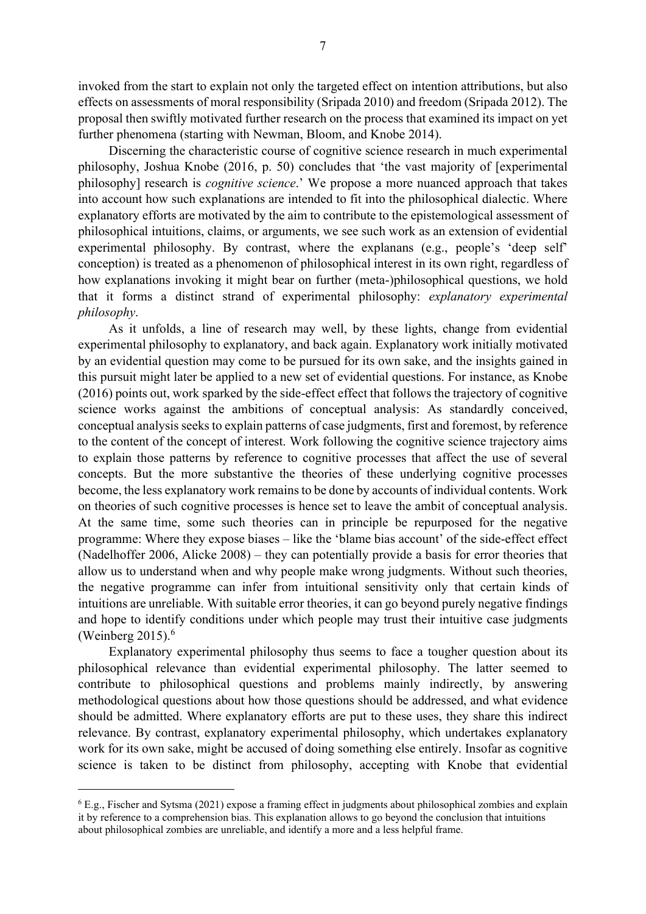invoked from the start to explain not only the targeted effect on intention attributions, but also effects on assessments of moral responsibility (Sripada 2010) and freedom (Sripada 2012). The proposal then swiftly motivated further research on the process that examined its impact on yet further phenomena (starting with Newman, Bloom, and Knobe 2014).

Discerning the characteristic course of cognitive science research in much experimental philosophy, Joshua Knobe (2016, p. 50) concludes that 'the vast majority of [experimental philosophy] research is *cognitive science*.' We propose a more nuanced approach that takes into account how such explanations are intended to fit into the philosophical dialectic. Where explanatory efforts are motivated by the aim to contribute to the epistemological assessment of philosophical intuitions, claims, or arguments, we see such work as an extension of evidential experimental philosophy. By contrast, where the explanans (e.g., people's 'deep self' conception) is treated as a phenomenon of philosophical interest in its own right, regardless of how explanations invoking it might bear on further (meta-)philosophical questions, we hold that it forms a distinct strand of experimental philosophy: *explanatory experimental philosophy*.

As it unfolds, a line of research may well, by these lights, change from evidential experimental philosophy to explanatory, and back again. Explanatory work initially motivated by an evidential question may come to be pursued for its own sake, and the insights gained in this pursuit might later be applied to a new set of evidential questions. For instance, as Knobe (2016) points out, work sparked by the side-effect effect that follows the trajectory of cognitive science works against the ambitions of conceptual analysis: As standardly conceived, conceptual analysis seeks to explain patterns of case judgments, first and foremost, by reference to the content of the concept of interest. Work following the cognitive science trajectory aims to explain those patterns by reference to cognitive processes that affect the use of several concepts. But the more substantive the theories of these underlying cognitive processes become, the less explanatory work remains to be done by accounts of individual contents. Work on theories of such cognitive processes is hence set to leave the ambit of conceptual analysis. At the same time, some such theories can in principle be repurposed for the negative programme: Where they expose biases – like the 'blame bias account' of the side-effect effect (Nadelhoffer 2006, Alicke 2008) – they can potentially provide a basis for error theories that allow us to understand when and why people make wrong judgments. Without such theories, the negative programme can infer from intuitional sensitivity only that certain kinds of intuitions are unreliable. With suitable error theories, it can go beyond purely negative findings and hope to identify conditions under which people may trust their intuitive case judgments (Weinberg 2015).[6]

Explanatory experimental philosophy thus seems to face a tougher question about its philosophical relevance than evidential experimental philosophy. The latter seemed to contribute to philosophical questions and problems mainly indirectly, by answering methodological questions about how those questions should be addressed, and what evidence should be admitted. Where explanatory efforts are put to these uses, they share this indirect relevance. By contrast, explanatory experimental philosophy, which undertakes explanatory work for its own sake, might be accused of doing something else entirely. Insofar as cognitive science is taken to be distinct from philosophy, accepting with Knobe that evidential

---

[6] E.g., Fischer and Sytsma (2021) expose a framing effect in judgments about philosophical zombies and explain it by reference to a comprehension bias. This explanation allows to go beyond the conclusion that intuitions about philosophical zombies are unreliable, and identify a more and a less helpful frame.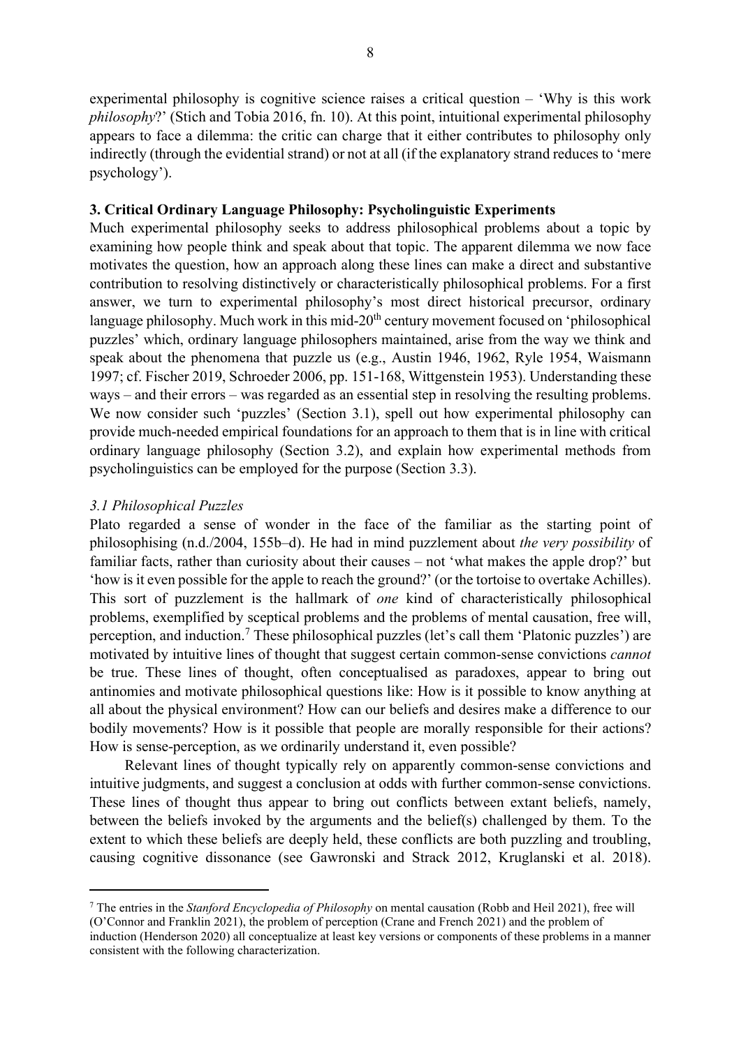experimental philosophy is cognitive science raises a critical question – 'Why is this work *philosophy*?' (Stich and Tobia 2016, fn. 10). At this point, intuitional experimental philosophy appears to face a dilemma: the critic can charge that it either contributes to philosophy only indirectly (through the evidential strand) or not at all (if the explanatory strand reduces to 'mere psychology').

## 3. Critical Ordinary Language Philosophy: Psycholinguistic Experiments

Much experimental philosophy seeks to address philosophical problems about a topic by examining how people think and speak about that topic. The apparent dilemma we now face motivates the question, how an approach along these lines can make a direct and substantive contribution to resolving distinctively or characteristically philosophical problems. For a first answer, we turn to experimental philosophy's most direct historical precursor, ordinary language philosophy. Much work in this mid-20th century movement focused on 'philosophical puzzles' which, ordinary language philosophers maintained, arise from the way we think and speak about the phenomena that puzzle us (e.g., Austin 1946, 1962, Ryle 1954, Waismann 1997; cf. Fischer 2019, Schroeder 2006, pp. 151-168, Wittgenstein 1953). Understanding these ways – and their errors – was regarded as an essential step in resolving the resulting problems. We now consider such 'puzzles' (Section 3.1), spell out how experimental philosophy can provide much-needed empirical foundations for an approach to them that is in line with critical ordinary language philosophy (Section 3.2), and explain how experimental methods from psycholinguistics can be employed for the purpose (Section 3.3).

### *3.1 Philosophical Puzzles*

Plato regarded a sense of wonder in the face of the familiar as the starting point of philosophising (n.d./2004, 155b–d). He had in mind puzzlement about *the very possibility* of familiar facts, rather than curiosity about their causes – not 'what makes the apple drop?' but 'how is it even possible for the apple to reach the ground?' (or the tortoise to overtake Achilles). This sort of puzzlement is the hallmark of *one* kind of characteristically philosophical problems, exemplified by sceptical problems and the problems of mental causation, free will, perception, and induction.[7] These philosophical puzzles (let's call them 'Platonic puzzles') are motivated by intuitive lines of thought that suggest certain common-sense convictions *cannot* be true. These lines of thought, often conceptualised as paradoxes, appear to bring out antinomies and motivate philosophical questions like: How is it possible to know anything at all about the physical environment? How can our beliefs and desires make a difference to our bodily movements? How is it possible that people are morally responsible for their actions? How is sense-perception, as we ordinarily understand it, even possible?

Relevant lines of thought typically rely on apparently common-sense convictions and intuitive judgments, and suggest a conclusion at odds with further common-sense convictions. These lines of thought thus appear to bring out conflicts between extant beliefs, namely, between the beliefs invoked by the arguments and the belief(s) challenged by them. To the extent to which these beliefs are deeply held, these conflicts are both puzzling and troubling, causing cognitive dissonance (see Gawronski and Strack 2012, Kruglanski et al. 2018).

[7] The entries in the *Stanford Encyclopedia of Philosophy* on mental causation (Robb and Heil 2021), free will (O'Connor and Franklin 2021), the problem of perception (Crane and French 2021) and the problem of induction (Henderson 2020) all conceptualize at least key versions or components of these problems in a manner consistent with the following characterization.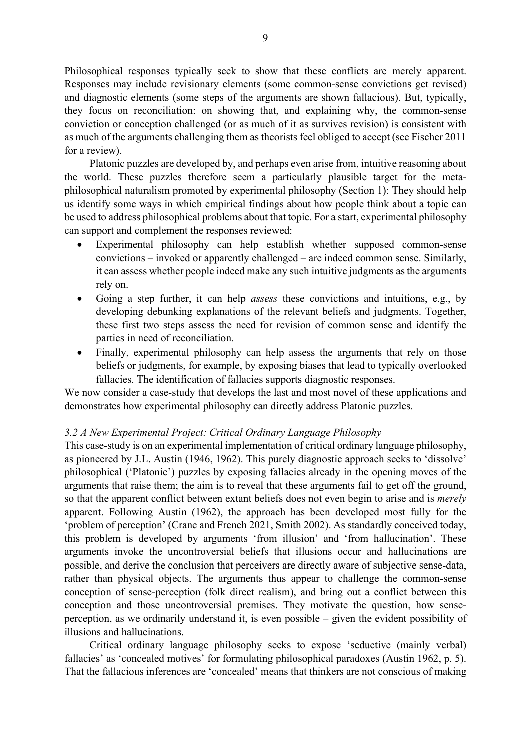Philosophical responses typically seek to show that these conflicts are merely apparent. Responses may include revisionary elements (some common-sense convictions get revised) and diagnostic elements (some steps of the arguments are shown fallacious). But, typically, they focus on reconciliation: on showing that, and explaining why, the common-sense conviction or conception challenged (or as much of it as survives revision) is consistent with as much of the arguments challenging them as theorists feel obliged to accept (see Fischer 2011 for a review).

Platonic puzzles are developed by, and perhaps even arise from, intuitive reasoning about the world. These puzzles therefore seem a particularly plausible target for the meta-philosophical naturalism promoted by experimental philosophy (Section 1): They should help us identify some ways in which empirical findings about how people think about a topic can be used to address philosophical problems about that topic. For a start, experimental philosophy can support and complement the responses reviewed:

- Experimental philosophy can help establish whether supposed common-sense convictions – invoked or apparently challenged – are indeed common sense. Similarly, it can assess whether people indeed make any such intuitive judgments as the arguments rely on.
- Going a step further, it can help *assess* these convictions and intuitions, e.g., by developing debunking explanations of the relevant beliefs and judgments. Together, these first two steps assess the need for revision of common sense and identify the parties in need of reconciliation.
- Finally, experimental philosophy can help assess the arguments that rely on those beliefs or judgments, for example, by exposing biases that lead to typically overlooked fallacies. The identification of fallacies supports diagnostic responses.

We now consider a case-study that develops the last and most novel of these applications and demonstrates how experimental philosophy can directly address Platonic puzzles.

### *3.2 A New Experimental Project: Critical Ordinary Language Philosophy*

This case-study is on an experimental implementation of critical ordinary language philosophy, as pioneered by J.L. Austin (1946, 1962). This purely diagnostic approach seeks to 'dissolve' philosophical ('Platonic') puzzles by exposing fallacies already in the opening moves of the arguments that raise them; the aim is to reveal that these arguments fail to get off the ground, so that the apparent conflict between extant beliefs does not even begin to arise and is *merely* apparent. Following Austin (1962), the approach has been developed most fully for the 'problem of perception' (Crane and French 2021, Smith 2002). As standardly conceived today, this problem is developed by arguments 'from illusion' and 'from hallucination'. These arguments invoke the uncontroversial beliefs that illusions occur and hallucinations are possible, and derive the conclusion that perceivers are directly aware of subjective sense-data, rather than physical objects. The arguments thus appear to challenge the common-sense conception of sense-perception (folk direct realism), and bring out a conflict between this conception and those uncontroversial premises. They motivate the question, how sense-perception, as we ordinarily understand it, is even possible – given the evident possibility of illusions and hallucinations.

Critical ordinary language philosophy seeks to expose 'seductive (mainly verbal) fallacies' as 'concealed motives' for formulating philosophical paradoxes (Austin 1962, p. 5). That the fallacious inferences are 'concealed' means that thinkers are not conscious of making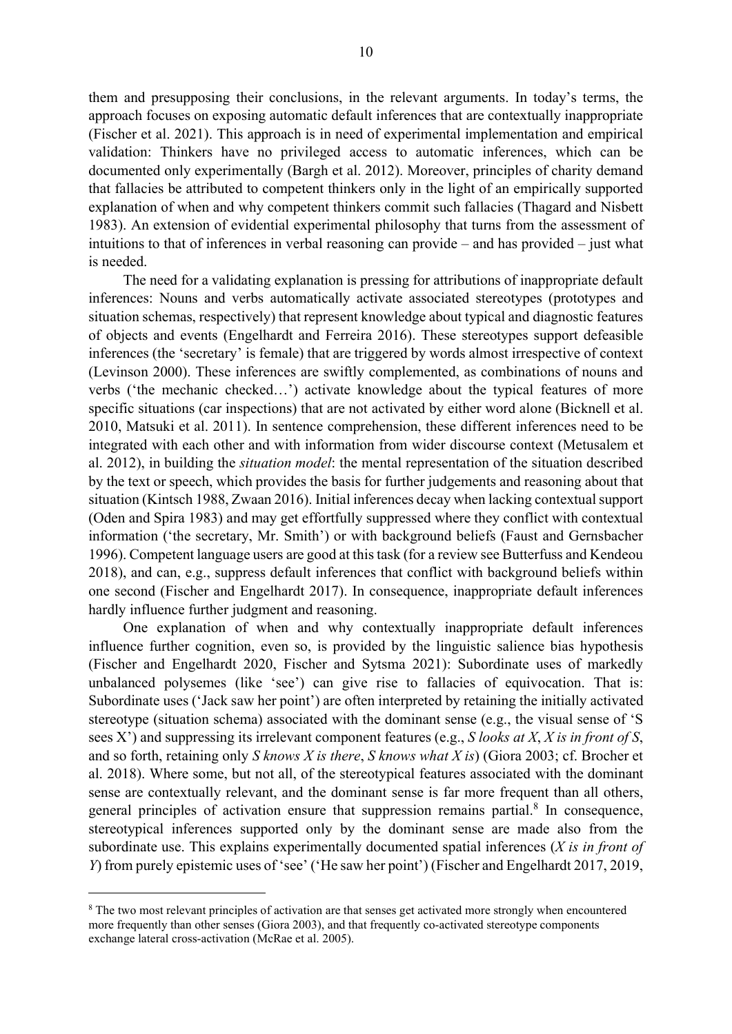them and presupposing their conclusions, in the relevant arguments. In today's terms, the approach focuses on exposing automatic default inferences that are contextually inappropriate (Fischer et al. 2021). This approach is in need of experimental implementation and empirical validation: Thinkers have no privileged access to automatic inferences, which can be documented only experimentally (Bargh et al. 2012). Moreover, principles of charity demand that fallacies be attributed to competent thinkers only in the light of an empirically supported explanation of when and why competent thinkers commit such fallacies (Thagard and Nisbett 1983). An extension of evidential experimental philosophy that turns from the assessment of intuitions to that of inferences in verbal reasoning can provide – and has provided – just what is needed.

The need for a validating explanation is pressing for attributions of inappropriate default inferences: Nouns and verbs automatically activate associated stereotypes (prototypes and situation schemas, respectively) that represent knowledge about typical and diagnostic features of objects and events (Engelhardt and Ferreira 2016). These stereotypes support defeasible inferences (the 'secretary' is female) that are triggered by words almost irrespective of context (Levinson 2000). These inferences are swiftly complemented, as combinations of nouns and verbs ('the mechanic checked…') activate knowledge about the typical features of more specific situations (car inspections) that are not activated by either word alone (Bicknell et al. 2010, Matsuki et al. 2011). In sentence comprehension, these different inferences need to be integrated with each other and with information from wider discourse context (Metusalem et al. 2012), in building the *situation model*: the mental representation of the situation described by the text or speech, which provides the basis for further judgements and reasoning about that situation (Kintsch 1988, Zwaan 2016). Initial inferences decay when lacking contextual support (Oden and Spira 1983) and may get effortfully suppressed where they conflict with contextual information ('the secretary, Mr. Smith') or with background beliefs (Faust and Gernsbacher 1996). Competent language users are good at this task (for a review see Butterfuss and Kendeou 2018), and can, e.g., suppress default inferences that conflict with background beliefs within one second (Fischer and Engelhardt 2017). In consequence, inappropriate default inferences hardly influence further judgment and reasoning.

One explanation of when and why contextually inappropriate default inferences influence further cognition, even so, is provided by the linguistic salience bias hypothesis (Fischer and Engelhardt 2020, Fischer and Sytsma 2021): Subordinate uses of markedly unbalanced polysemes (like 'see') can give rise to fallacies of equivocation. That is: Subordinate uses ('Jack saw her point') are often interpreted by retaining the initially activated stereotype (situation schema) associated with the dominant sense (e.g., the visual sense of 'S sees X') and suppressing its irrelevant component features (e.g., *S looks at X*, *X is in front of S*, and so forth, retaining only *S knows X is there*, *S knows what X is*) (Giora 2003; cf. Brocher et al. 2018). Where some, but not all, of the stereotypical features associated with the dominant sense are contextually relevant, and the dominant sense is far more frequent than all others, general principles of activation ensure that suppression remains partial.[8] In consequence, stereotypical inferences supported only by the dominant sense are made also from the subordinate use. This explains experimentally documented spatial inferences (*X is in front of Y*) from purely epistemic uses of 'see' ('He saw her point') (Fischer and Engelhardt 2017, 2019,

[8] The two most relevant principles of activation are that senses get activated more strongly when encountered more frequently than other senses (Giora 2003), and that frequently co-activated stereotype components exchange lateral cross-activation (McRae et al. 2005).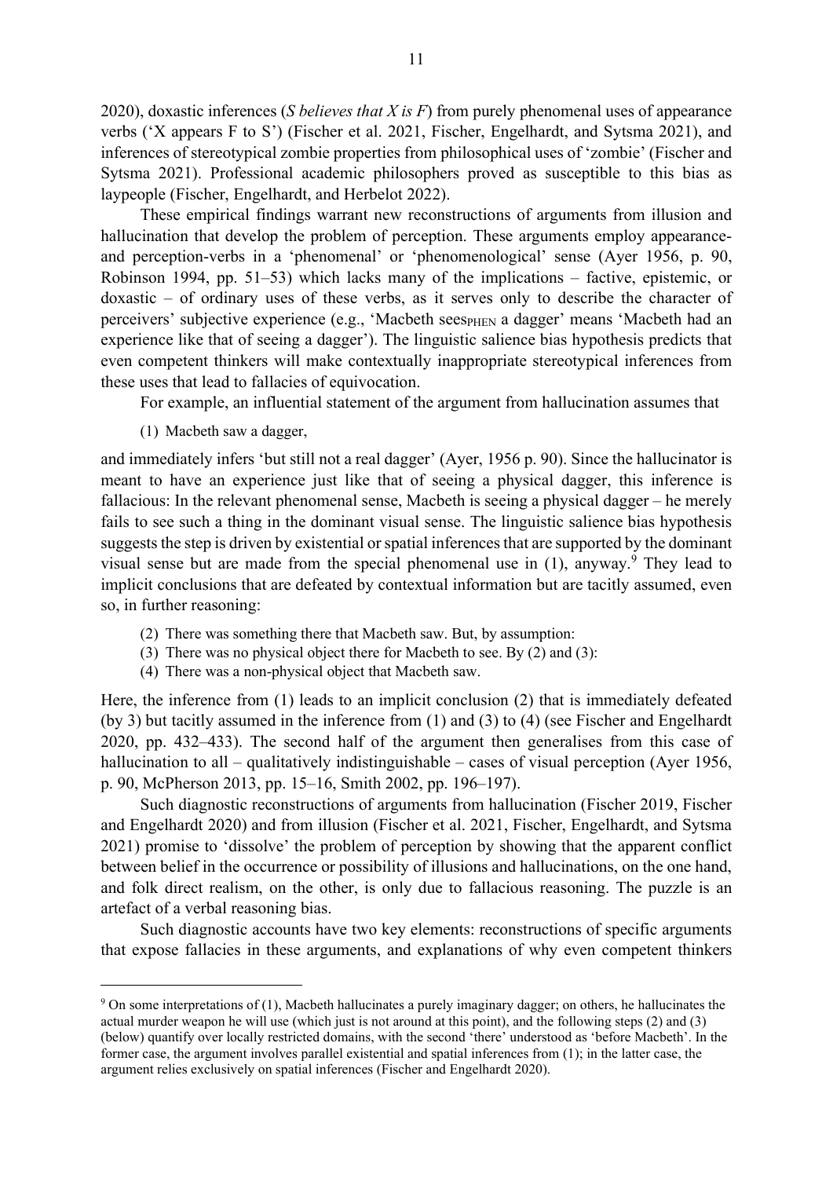2020), doxastic inferences (*S believes that X is F*) from purely phenomenal uses of appearance verbs ('X appears F to S') (Fischer et al. 2021, Fischer, Engelhardt, and Sytsma 2021), and inferences of stereotypical zombie properties from philosophical uses of 'zombie' (Fischer and Sytsma 2021). Professional academic philosophers proved as susceptible to this bias as laypeople (Fischer, Engelhardt, and Herbelot 2022).

These empirical findings warrant new reconstructions of arguments from illusion and hallucination that develop the problem of perception. These arguments employ appearance- and perception-verbs in a 'phenomenal' or 'phenomenological' sense (Ayer 1956, p. 90, Robinson 1994, pp. 51–53) which lacks many of the implications – factive, epistemic, or doxastic – of ordinary uses of these verbs, as it serves only to describe the character of perceivers' subjective experience (e.g., 'Macbeth $sees_{PHEN}$ a dagger' means 'Macbeth had an experience like that of seeing a dagger'). The linguistic salience bias hypothesis predicts that even competent thinkers will make contextually inappropriate stereotypical inferences from these uses that lead to fallacies of equivocation.

For example, an influential statement of the argument from hallucination assumes that

(1) Macbeth saw a dagger,

and immediately infers 'but still not a real dagger' (Ayer, 1956 p. 90). Since the hallucinator is meant to have an experience just like that of seeing a physical dagger, this inference is fallacious: In the relevant phenomenal sense, Macbeth is seeing a physical dagger – he merely fails to see such a thing in the dominant visual sense. The linguistic salience bias hypothesis suggests the step is driven by existential or spatial inferences that are supported by the dominant visual sense but are made from the special phenomenal use in (1), anyway.[9] They lead to implicit conclusions that are defeated by contextual information but are tacitly assumed, even so, in further reasoning:

(2) There was something there that Macbeth saw. But, by assumption:
(3) There was no physical object there for Macbeth to see. By (2) and (3):
(4) There was a non-physical object that Macbeth saw.

Here, the inference from (1) leads to an implicit conclusion (2) that is immediately defeated (by 3) but tacitly assumed in the inference from (1) and (3) to (4) (see Fischer and Engelhardt 2020, pp. 432–433). The second half of the argument then generalises from this case of hallucination to all – qualitatively indistinguishable – cases of visual perception (Ayer 1956, p. 90, McPherson 2013, pp. 15–16, Smith 2002, pp. 196–197).

Such diagnostic reconstructions of arguments from hallucination (Fischer 2019, Fischer and Engelhardt 2020) and from illusion (Fischer et al. 2021, Fischer, Engelhardt, and Sytsma 2021) promise to 'dissolve' the problem of perception by showing that the apparent conflict between belief in the occurrence or possibility of illusions and hallucinations, on the one hand, and folk direct realism, on the other, is only due to fallacious reasoning. The puzzle is an artefact of a verbal reasoning bias.

Such diagnostic accounts have two key elements: reconstructions of specific arguments that expose fallacies in these arguments, and explanations of why even competent thinkers

---

[9] On some interpretations of (1), Macbeth hallucinates a purely imaginary dagger; on others, he hallucinates the actual murder weapon he will use (which just is not around at this point), and the following steps (2) and (3) (below) quantify over locally restricted domains, with the second 'there' understood as 'before Macbeth'. In the former case, the argument involves parallel existential and spatial inferences from (1); in the latter case, the argument relies exclusively on spatial inferences (Fischer and Engelhardt 2020).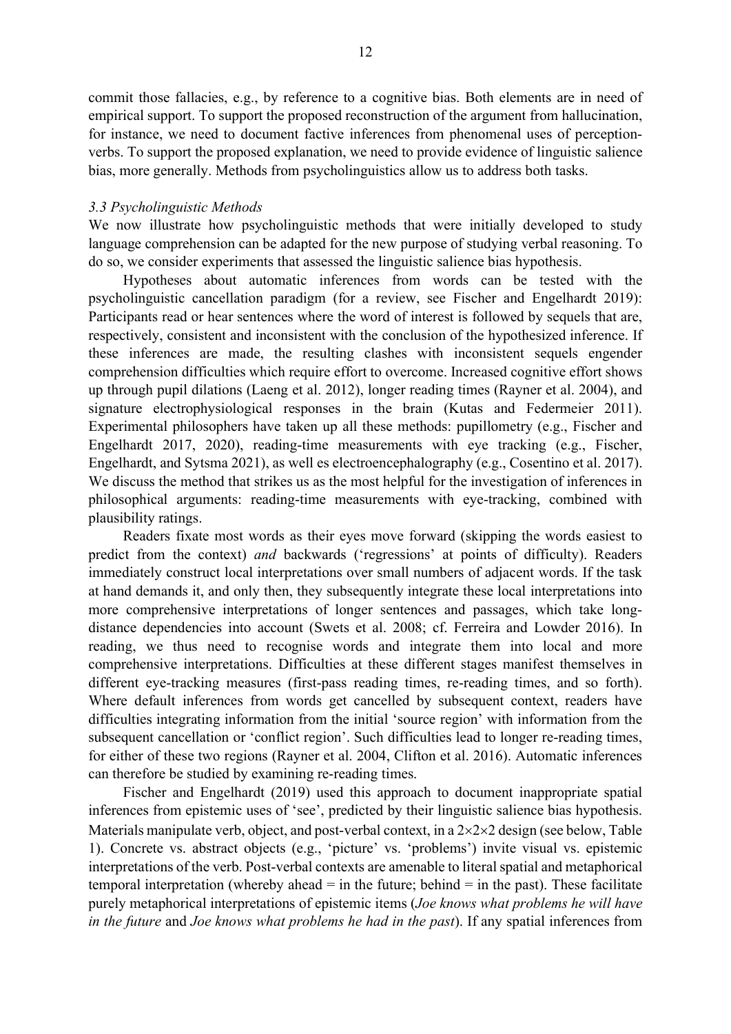commit those fallacies, e.g., by reference to a cognitive bias. Both elements are in need of empirical support. To support the proposed reconstruction of the argument from hallucination, for instance, we need to document factive inferences from phenomenal uses of perception-verbs. To support the proposed explanation, we need to provide evidence of linguistic salience bias, more generally. Methods from psycholinguistics allow us to address both tasks.

### *3.3 Psycholinguistic Methods*

We now illustrate how psycholinguistic methods that were initially developed to study language comprehension can be adapted for the new purpose of studying verbal reasoning. To do so, we consider experiments that assessed the linguistic salience bias hypothesis.

Hypotheses about automatic inferences from words can be tested with the psycholinguistic cancellation paradigm (for a review, see Fischer and Engelhardt 2019): Participants read or hear sentences where the word of interest is followed by sequels that are, respectively, consistent and inconsistent with the conclusion of the hypothesized inference. If these inferences are made, the resulting clashes with inconsistent sequels engender comprehension difficulties which require effort to overcome. Increased cognitive effort shows up through pupil dilations (Laeng et al. 2012), longer reading times (Rayner et al. 2004), and signature electrophysiological responses in the brain (Kutas and Federmeier 2011). Experimental philosophers have taken up all these methods: pupillometry (e.g., Fischer and Engelhardt 2017, 2020), reading-time measurements with eye tracking (e.g., Fischer, Engelhardt, and Sytsma 2021), as well es electroencephalography (e.g., Cosentino et al. 2017). We discuss the method that strikes us as the most helpful for the investigation of inferences in philosophical arguments: reading-time measurements with eye-tracking, combined with plausibility ratings.

Readers fixate most words as their eyes move forward (skipping the words easiest to predict from the context) *and* backwards ('regressions' at points of difficulty). Readers immediately construct local interpretations over small numbers of adjacent words. If the task at hand demands it, and only then, they subsequently integrate these local interpretations into more comprehensive interpretations of longer sentences and passages, which take long-distance dependencies into account (Swets et al. 2008; cf. Ferreira and Lowder 2016). In reading, we thus need to recognise words and integrate them into local and more comprehensive interpretations. Difficulties at these different stages manifest themselves in different eye-tracking measures (first-pass reading times, re-reading times, and so forth). Where default inferences from words get cancelled by subsequent context, readers have difficulties integrating information from the initial 'source region' with information from the subsequent cancellation or 'conflict region'. Such difficulties lead to longer re-reading times, for either of these two regions (Rayner et al. 2004, Clifton et al. 2016). Automatic inferences can therefore be studied by examining re-reading times.

Fischer and Engelhardt (2019) used this approach to document inappropriate spatial inferences from epistemic uses of 'see', predicted by their linguistic salience bias hypothesis. Materials manipulate verb, object, and post-verbal context, in a $2{\times}2{\times}2$ design (see below, Table 1). Concrete vs. abstract objects (e.g., 'picture' vs. 'problems') invite visual vs. epistemic interpretations of the verb. Post-verbal contexts are amenable to literal spatial and metaphorical temporal interpretation (whereby ahead = in the future; behind = in the past). These facilitate purely metaphorical interpretations of epistemic items (*Joe knows what problems he will have in the future* and *Joe knows what problems he had in the past*). If any spatial inferences from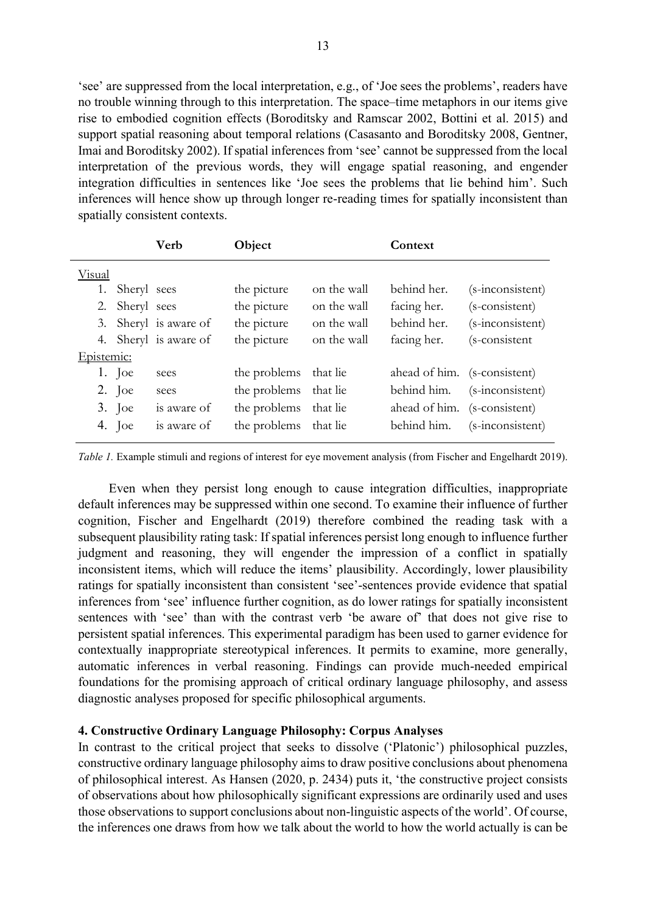'see' are suppressed from the local interpretation, e.g., of 'Joe sees the problems', readers have no trouble winning through to this interpretation. The space–time metaphors in our items give rise to embodied cognition effects (Boroditsky and Ramscar 2002, Bottini et al. 2015) and support spatial reasoning about temporal relations (Casasanto and Boroditsky 2008, Gentner, Imai and Boroditsky 2002). If spatial inferences from 'see' cannot be suppressed from the local interpretation of the previous words, they will engage spatial reasoning, and engender integration difficulties in sentences like 'Joe sees the problems that lie behind him'. Such inferences will hence show up through longer re-reading times for spatially inconsistent than spatially consistent contexts.

| | | **Verb** | **Object** | | **Context** | |
|---|---|---|---|---|---|---|
| Visual | | | | | | |
| 1. | Sheryl | sees | the picture | on the wall | behind her. | (s-inconsistent) |
| 2. | Sheryl | sees | the picture | on the wall | facing her. | (s-consistent) |
| 3. | Sheryl | is aware of | the picture | on the wall | behind her. | (s-inconsistent) |
| 4. | Sheryl | is aware of | the picture | on the wall | facing her. | (s-consistent |
| Epistemic: | | | | | | |
| 1. | Joe | sees | the problems | that lie | ahead of him. | (s-consistent) |
| 2. | Joe | sees | the problems | that lie | behind him. | (s-inconsistent) |
| 3. | Joe | is aware of | the problems | that lie | ahead of him. | (s-consistent) |
| 4. | Joe | is aware of | the problems | that lie | behind him. | (s-inconsistent) |

*Table 1.* Example stimuli and regions of interest for eye movement analysis (from Fischer and Engelhardt 2019).

Even when they persist long enough to cause integration difficulties, inappropriate default inferences may be suppressed within one second. To examine their influence of further cognition, Fischer and Engelhardt (2019) therefore combined the reading task with a subsequent plausibility rating task: If spatial inferences persist long enough to influence further judgment and reasoning, they will engender the impression of a conflict in spatially inconsistent items, which will reduce the items' plausibility. Accordingly, lower plausibility ratings for spatially inconsistent than consistent 'see'-sentences provide evidence that spatial inferences from 'see' influence further cognition, as do lower ratings for spatially inconsistent sentences with 'see' than with the contrast verb 'be aware of' that does not give rise to persistent spatial inferences. This experimental paradigm has been used to garner evidence for contextually inappropriate stereotypical inferences. It permits to examine, more generally, automatic inferences in verbal reasoning. Findings can provide much-needed empirical foundations for the promising approach of critical ordinary language philosophy, and assess diagnostic analyses proposed for specific philosophical arguments.

## 4. Constructive Ordinary Language Philosophy: Corpus Analyses

In contrast to the critical project that seeks to dissolve ('Platonic') philosophical puzzles, constructive ordinary language philosophy aims to draw positive conclusions about phenomena of philosophical interest. As Hansen (2020, p. 2434) puts it, 'the constructive project consists of observations about how philosophically significant expressions are ordinarily used and uses those observations to support conclusions about non-linguistic aspects of the world'. Of course, the inferences one draws from how we talk about the world to how the world actually is can be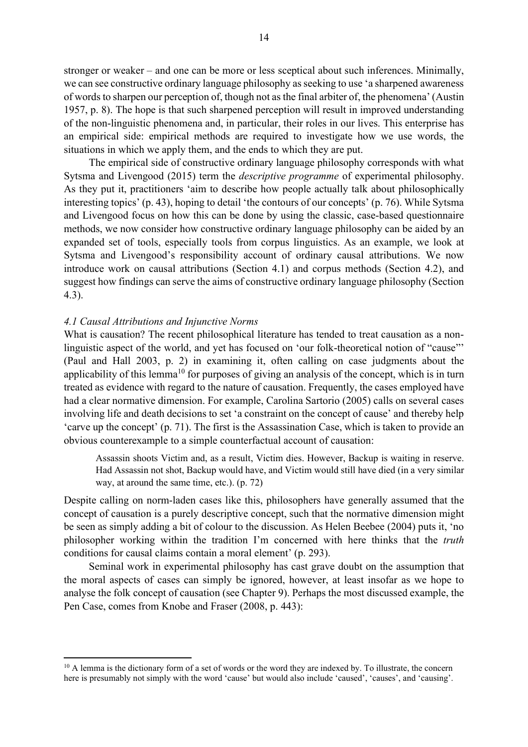stronger or weaker – and one can be more or less sceptical about such inferences. Minimally, we can see constructive ordinary language philosophy as seeking to use 'a sharpened awareness of words to sharpen our perception of, though not as the final arbiter of, the phenomena' (Austin 1957, p. 8). The hope is that such sharpened perception will result in improved understanding of the non-linguistic phenomena and, in particular, their roles in our lives. This enterprise has an empirical side: empirical methods are required to investigate how we use words, the situations in which we apply them, and the ends to which they are put.

The empirical side of constructive ordinary language philosophy corresponds with what Sytsma and Livengood (2015) term the *descriptive programme* of experimental philosophy. As they put it, practitioners 'aim to describe how people actually talk about philosophically interesting topics' (p. 43), hoping to detail 'the contours of our concepts' (p. 76). While Sytsma and Livengood focus on how this can be done by using the classic, case-based questionnaire methods, we now consider how constructive ordinary language philosophy can be aided by an expanded set of tools, especially tools from corpus linguistics. As an example, we look at Sytsma and Livengood's responsibility account of ordinary causal attributions. We now introduce work on causal attributions (Section 4.1) and corpus methods (Section 4.2), and suggest how findings can serve the aims of constructive ordinary language philosophy (Section 4.3).

### *4.1 Causal Attributions and Injunctive Norms*

What is causation? The recent philosophical literature has tended to treat causation as a non-linguistic aspect of the world, and yet has focused on 'our folk-theoretical notion of "cause"' (Paul and Hall 2003, p. 2) in examining it, often calling on case judgments about the applicability of this lemma[10] for purposes of giving an analysis of the concept, which is in turn treated as evidence with regard to the nature of causation. Frequently, the cases employed have had a clear normative dimension. For example, Carolina Sartorio (2005) calls on several cases involving life and death decisions to set 'a constraint on the concept of cause' and thereby help 'carve up the concept' (p. 71). The first is the Assassination Case, which is taken to provide an obvious counterexample to a simple counterfactual account of causation:

> Assassin shoots Victim and, as a result, Victim dies. However, Backup is waiting in reserve. Had Assassin not shot, Backup would have, and Victim would still have died (in a very similar way, at around the same time, etc.). (p. 72)

Despite calling on norm-laden cases like this, philosophers have generally assumed that the concept of causation is a purely descriptive concept, such that the normative dimension might be seen as simply adding a bit of colour to the discussion. As Helen Beebee (2004) puts it, 'no philosopher working within the tradition I'm concerned with here thinks that the *truth* conditions for causal claims contain a moral element' (p. 293).

Seminal work in experimental philosophy has cast grave doubt on the assumption that the moral aspects of cases can simply be ignored, however, at least insofar as we hope to analyse the folk concept of causation (see Chapter 9). Perhaps the most discussed example, the Pen Case, comes from Knobe and Fraser (2008, p. 443):

---

[10] A lemma is the dictionary form of a set of words or the word they are indexed by. To illustrate, the concern here is presumably not simply with the word 'cause' but would also include 'caused', 'causes', and 'causing'.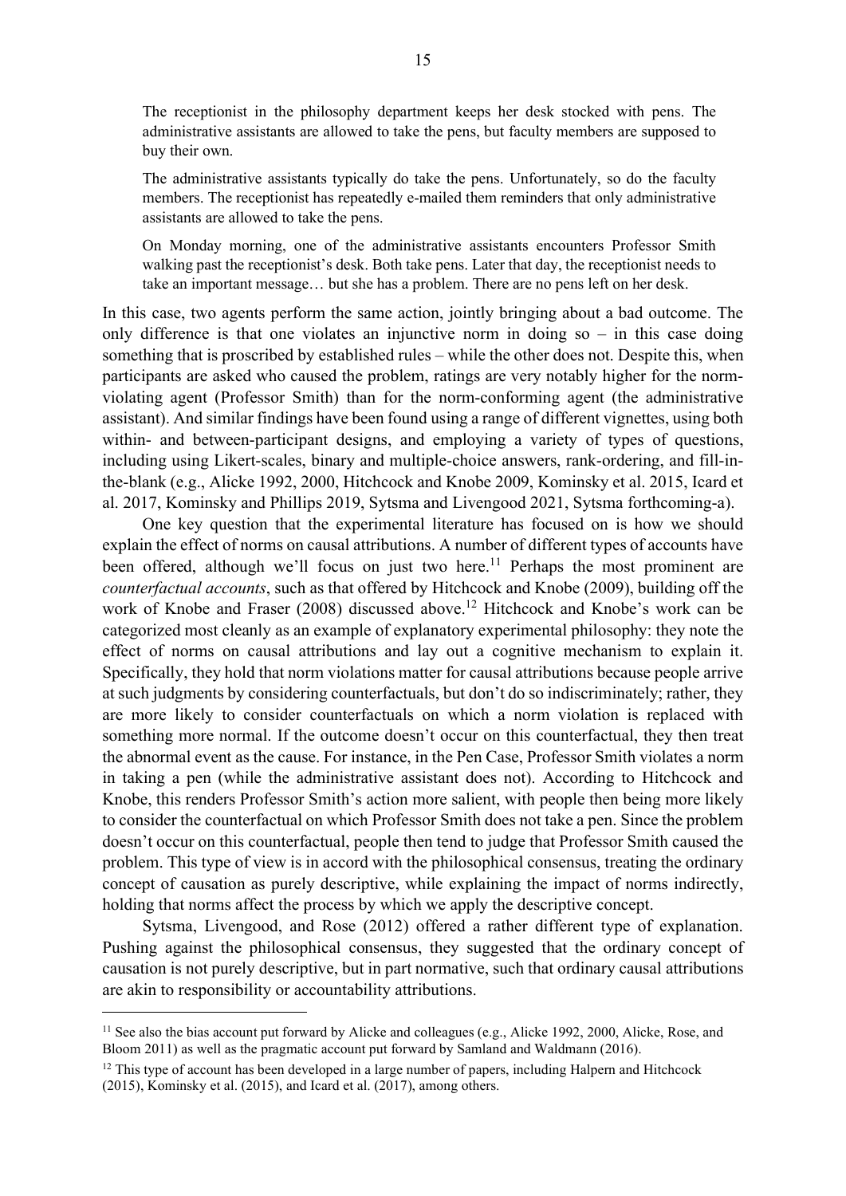> The receptionist in the philosophy department keeps her desk stocked with pens. The administrative assistants are allowed to take the pens, but faculty members are supposed to buy their own.
>
> The administrative assistants typically do take the pens. Unfortunately, so do the faculty members. The receptionist has repeatedly e-mailed them reminders that only administrative assistants are allowed to take the pens.
>
> On Monday morning, one of the administrative assistants encounters Professor Smith walking past the receptionist's desk. Both take pens. Later that day, the receptionist needs to take an important message… but she has a problem. There are no pens left on her desk.

In this case, two agents perform the same action, jointly bringing about a bad outcome. The only difference is that one violates an injunctive norm in doing so – in this case doing something that is proscribed by established rules – while the other does not. Despite this, when participants are asked who caused the problem, ratings are very notably higher for the norm-violating agent (Professor Smith) than for the norm-conforming agent (the administrative assistant). And similar findings have been found using a range of different vignettes, using both within- and between-participant designs, and employing a variety of types of questions, including using Likert-scales, binary and multiple-choice answers, rank-ordering, and fill-in-the-blank (e.g., Alicke 1992, 2000, Hitchcock and Knobe 2009, Kominsky et al. 2015, Icard et al. 2017, Kominsky and Phillips 2019, Sytsma and Livengood 2021, Sytsma forthcoming-a).

One key question that the experimental literature has focused on is how we should explain the effect of norms on causal attributions. A number of different types of accounts have been offered, although we'll focus on just two here.[11] Perhaps the most prominent are *counterfactual accounts*, such as that offered by Hitchcock and Knobe (2009), building off the work of Knobe and Fraser (2008) discussed above.[12] Hitchcock and Knobe's work can be categorized most cleanly as an example of explanatory experimental philosophy: they note the effect of norms on causal attributions and lay out a cognitive mechanism to explain it. Specifically, they hold that norm violations matter for causal attributions because people arrive at such judgments by considering counterfactuals, but don't do so indiscriminately; rather, they are more likely to consider counterfactuals on which a norm violation is replaced with something more normal. If the outcome doesn't occur on this counterfactual, they then treat the abnormal event as the cause. For instance, in the Pen Case, Professor Smith violates a norm in taking a pen (while the administrative assistant does not). According to Hitchcock and Knobe, this renders Professor Smith's action more salient, with people then being more likely to consider the counterfactual on which Professor Smith does not take a pen. Since the problem doesn't occur on this counterfactual, people then tend to judge that Professor Smith caused the problem. This type of view is in accord with the philosophical consensus, treating the ordinary concept of causation as purely descriptive, while explaining the impact of norms indirectly, holding that norms affect the process by which we apply the descriptive concept.

Sytsma, Livengood, and Rose (2012) offered a rather different type of explanation. Pushing against the philosophical consensus, they suggested that the ordinary concept of causation is not purely descriptive, but in part normative, such that ordinary causal attributions are akin to responsibility or accountability attributions.

---

[11] See also the bias account put forward by Alicke and colleagues (e.g., Alicke 1992, 2000, Alicke, Rose, and Bloom 2011) as well as the pragmatic account put forward by Samland and Waldmann (2016).

[12] This type of account has been developed in a large number of papers, including Halpern and Hitchcock (2015), Kominsky et al. (2015), and Icard et al. (2017), among others.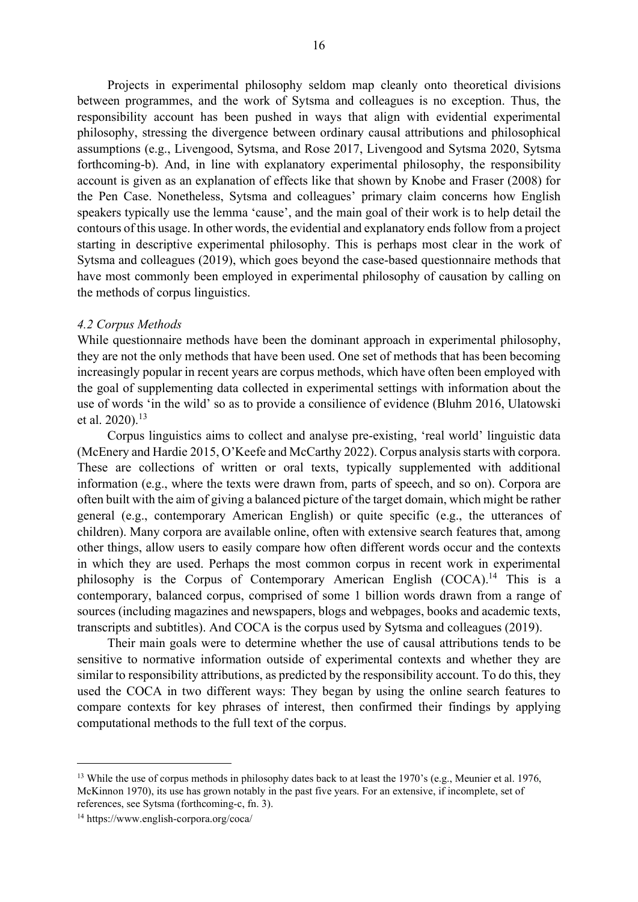Projects in experimental philosophy seldom map cleanly onto theoretical divisions between programmes, and the work of Sytsma and colleagues is no exception. Thus, the responsibility account has been pushed in ways that align with evidential experimental philosophy, stressing the divergence between ordinary causal attributions and philosophical assumptions (e.g., Livengood, Sytsma, and Rose 2017, Livengood and Sytsma 2020, Sytsma forthcoming-b). And, in line with explanatory experimental philosophy, the responsibility account is given as an explanation of effects like that shown by Knobe and Fraser (2008) for the Pen Case. Nonetheless, Sytsma and colleagues' primary claim concerns how English speakers typically use the lemma 'cause', and the main goal of their work is to help detail the contours of this usage. In other words, the evidential and explanatory ends follow from a project starting in descriptive experimental philosophy. This is perhaps most clear in the work of Sytsma and colleagues (2019), which goes beyond the case-based questionnaire methods that have most commonly been employed in experimental philosophy of causation by calling on the methods of corpus linguistics.

### *4.2 Corpus Methods*

While questionnaire methods have been the dominant approach in experimental philosophy, they are not the only methods that have been used. One set of methods that has been becoming increasingly popular in recent years are corpus methods, which have often been employed with the goal of supplementing data collected in experimental settings with information about the use of words 'in the wild' so as to provide a consilience of evidence (Bluhm 2016, Ulatowski et al. 2020).[13]

Corpus linguistics aims to collect and analyse pre-existing, 'real world' linguistic data (McEnery and Hardie 2015, O'Keefe and McCarthy 2022). Corpus analysis starts with corpora. These are collections of written or oral texts, typically supplemented with additional information (e.g., where the texts were drawn from, parts of speech, and so on). Corpora are often built with the aim of giving a balanced picture of the target domain, which might be rather general (e.g., contemporary American English) or quite specific (e.g., the utterances of children). Many corpora are available online, often with extensive search features that, among other things, allow users to easily compare how often different words occur and the contexts in which they are used. Perhaps the most common corpus in recent work in experimental philosophy is the Corpus of Contemporary American English (COCA).[14] This is a contemporary, balanced corpus, comprised of some 1 billion words drawn from a range of sources (including magazines and newspapers, blogs and webpages, books and academic texts, transcripts and subtitles). And COCA is the corpus used by Sytsma and colleagues (2019).

Their main goals were to determine whether the use of causal attributions tends to be sensitive to normative information outside of experimental contexts and whether they are similar to responsibility attributions, as predicted by the responsibility account. To do this, they used the COCA in two different ways: They began by using the online search features to compare contexts for key phrases of interest, then confirmed their findings by applying computational methods to the full text of the corpus.

---

[13] While the use of corpus methods in philosophy dates back to at least the 1970's (e.g., Meunier et al. 1976, McKinnon 1970), its use has grown notably in the past five years. For an extensive, if incomplete, set of references, see Sytsma (forthcoming-c, fn. 3).

[14] https://www.english-corpora.org/coca/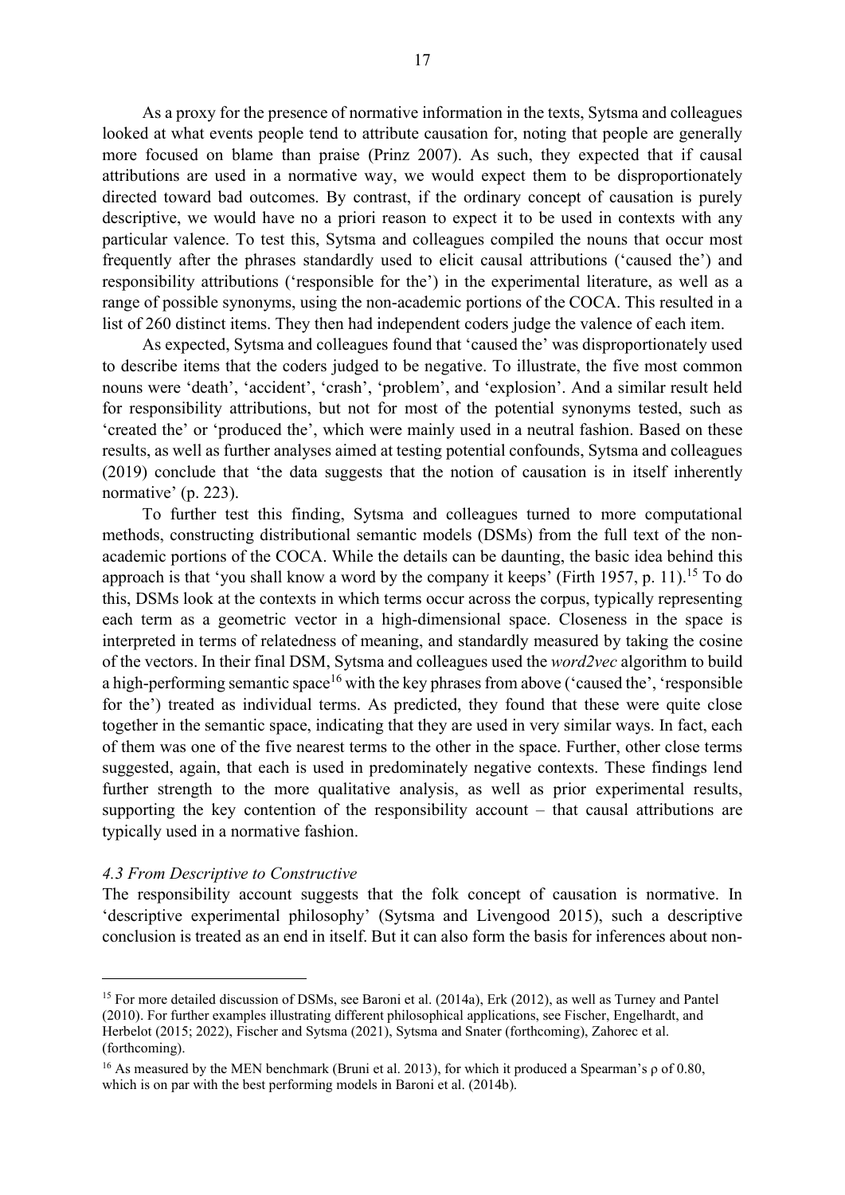As a proxy for the presence of normative information in the texts, Sytsma and colleagues looked at what events people tend to attribute causation for, noting that people are generally more focused on blame than praise (Prinz 2007). As such, they expected that if causal attributions are used in a normative way, we would expect them to be disproportionately directed toward bad outcomes. By contrast, if the ordinary concept of causation is purely descriptive, we would have no a priori reason to expect it to be used in contexts with any particular valence. To test this, Sytsma and colleagues compiled the nouns that occur most frequently after the phrases standardly used to elicit causal attributions ('caused the') and responsibility attributions ('responsible for the') in the experimental literature, as well as a range of possible synonyms, using the non-academic portions of the COCA. This resulted in a list of 260 distinct items. They then had independent coders judge the valence of each item.

As expected, Sytsma and colleagues found that 'caused the' was disproportionately used to describe items that the coders judged to be negative. To illustrate, the five most common nouns were 'death', 'accident', 'crash', 'problem', and 'explosion'. And a similar result held for responsibility attributions, but not for most of the potential synonyms tested, such as 'created the' or 'produced the', which were mainly used in a neutral fashion. Based on these results, as well as further analyses aimed at testing potential confounds, Sytsma and colleagues (2019) conclude that 'the data suggests that the notion of causation is in itself inherently normative' (p. 223).

To further test this finding, Sytsma and colleagues turned to more computational methods, constructing distributional semantic models (DSMs) from the full text of the non-academic portions of the COCA. While the details can be daunting, the basic idea behind this approach is that 'you shall know a word by the company it keeps' (Firth 1957, p. 11).[15] To do this, DSMs look at the contexts in which terms occur across the corpus, typically representing each term as a geometric vector in a high-dimensional space. Closeness in the space is interpreted in terms of relatedness of meaning, and standardly measured by taking the cosine of the vectors. In their final DSM, Sytsma and colleagues used the *word2vec* algorithm to build a high-performing semantic space[16] with the key phrases from above ('caused the', 'responsible for the') treated as individual terms. As predicted, they found that these were quite close together in the semantic space, indicating that they are used in very similar ways. In fact, each of them was one of the five nearest terms to the other in the space. Further, other close terms suggested, again, that each is used in predominately negative contexts. These findings lend further strength to the more qualitative analysis, as well as prior experimental results, supporting the key contention of the responsibility account – that causal attributions are typically used in a normative fashion.

### *4.3 From Descriptive to Constructive*

The responsibility account suggests that the folk concept of causation is normative. In 'descriptive experimental philosophy' (Sytsma and Livengood 2015), such a descriptive conclusion is treated as an end in itself. But it can also form the basis for inferences about non-

---

[15] For more detailed discussion of DSMs, see Baroni et al. (2014a), Erk (2012), as well as Turney and Pantel (2010). For further examples illustrating different philosophical applications, see Fischer, Engelhardt, and Herbelot (2015; 2022), Fischer and Sytsma (2021), Sytsma and Snater (forthcoming), Zahorec et al. (forthcoming).

[16] As measured by the MEN benchmark (Bruni et al. 2013), for which it produced a Spearman's $\rho$ of 0.80, which is on par with the best performing models in Baroni et al. (2014b).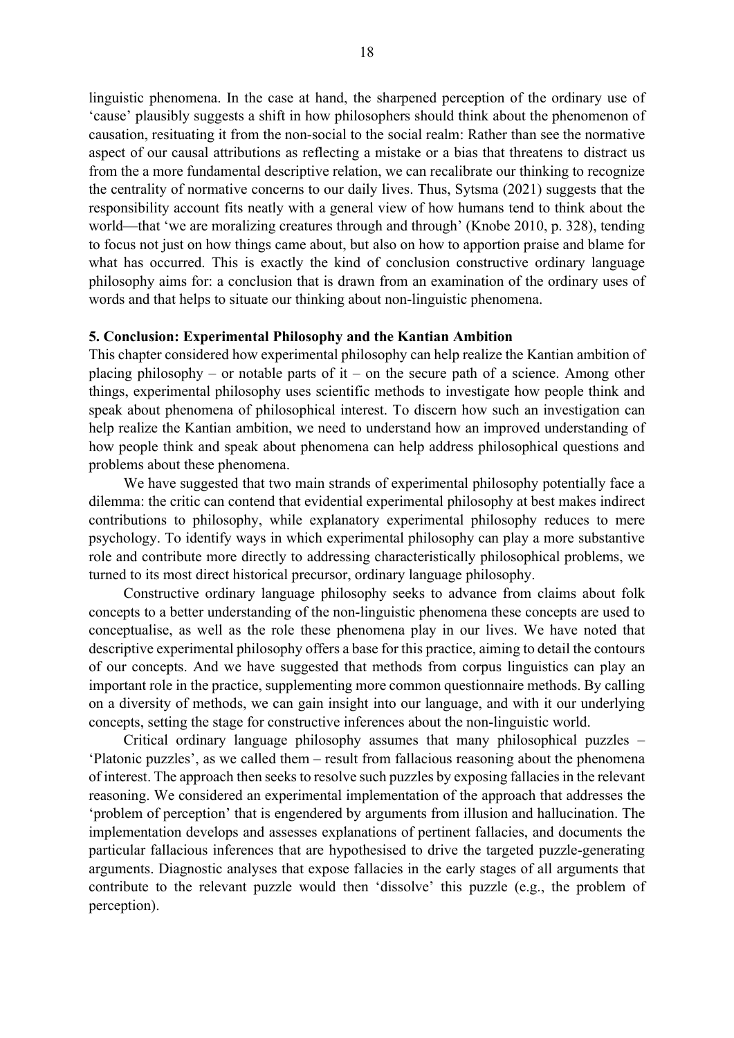linguistic phenomena. In the case at hand, the sharpened perception of the ordinary use of 'cause' plausibly suggests a shift in how philosophers should think about the phenomenon of causation, resituating it from the non-social to the social realm: Rather than see the normative aspect of our causal attributions as reflecting a mistake or a bias that threatens to distract us from the a more fundamental descriptive relation, we can recalibrate our thinking to recognize the centrality of normative concerns to our daily lives. Thus, Sytsma (2021) suggests that the responsibility account fits neatly with a general view of how humans tend to think about the world—that 'we are moralizing creatures through and through' (Knobe 2010, p. 328), tending to focus not just on how things came about, but also on how to apportion praise and blame for what has occurred. This is exactly the kind of conclusion constructive ordinary language philosophy aims for: a conclusion that is drawn from an examination of the ordinary uses of words and that helps to situate our thinking about non-linguistic phenomena.

## 5. Conclusion: Experimental Philosophy and the Kantian Ambition

This chapter considered how experimental philosophy can help realize the Kantian ambition of placing philosophy – or notable parts of it – on the secure path of a science. Among other things, experimental philosophy uses scientific methods to investigate how people think and speak about phenomena of philosophical interest. To discern how such an investigation can help realize the Kantian ambition, we need to understand how an improved understanding of how people think and speak about phenomena can help address philosophical questions and problems about these phenomena.

We have suggested that two main strands of experimental philosophy potentially face a dilemma: the critic can contend that evidential experimental philosophy at best makes indirect contributions to philosophy, while explanatory experimental philosophy reduces to mere psychology. To identify ways in which experimental philosophy can play a more substantive role and contribute more directly to addressing characteristically philosophical problems, we turned to its most direct historical precursor, ordinary language philosophy.

Constructive ordinary language philosophy seeks to advance from claims about folk concepts to a better understanding of the non-linguistic phenomena these concepts are used to conceptualise, as well as the role these phenomena play in our lives. We have noted that descriptive experimental philosophy offers a base for this practice, aiming to detail the contours of our concepts. And we have suggested that methods from corpus linguistics can play an important role in the practice, supplementing more common questionnaire methods. By calling on a diversity of methods, we can gain insight into our language, and with it our underlying concepts, setting the stage for constructive inferences about the non-linguistic world.

Critical ordinary language philosophy assumes that many philosophical puzzles – 'Platonic puzzles', as we called them – result from fallacious reasoning about the phenomena of interest. The approach then seeks to resolve such puzzles by exposing fallacies in the relevant reasoning. We considered an experimental implementation of the approach that addresses the 'problem of perception' that is engendered by arguments from illusion and hallucination. The implementation develops and assesses explanations of pertinent fallacies, and documents the particular fallacious inferences that are hypothesised to drive the targeted puzzle-generating arguments. Diagnostic analyses that expose fallacies in the early stages of all arguments that contribute to the relevant puzzle would then 'dissolve' this puzzle (e.g., the problem of perception).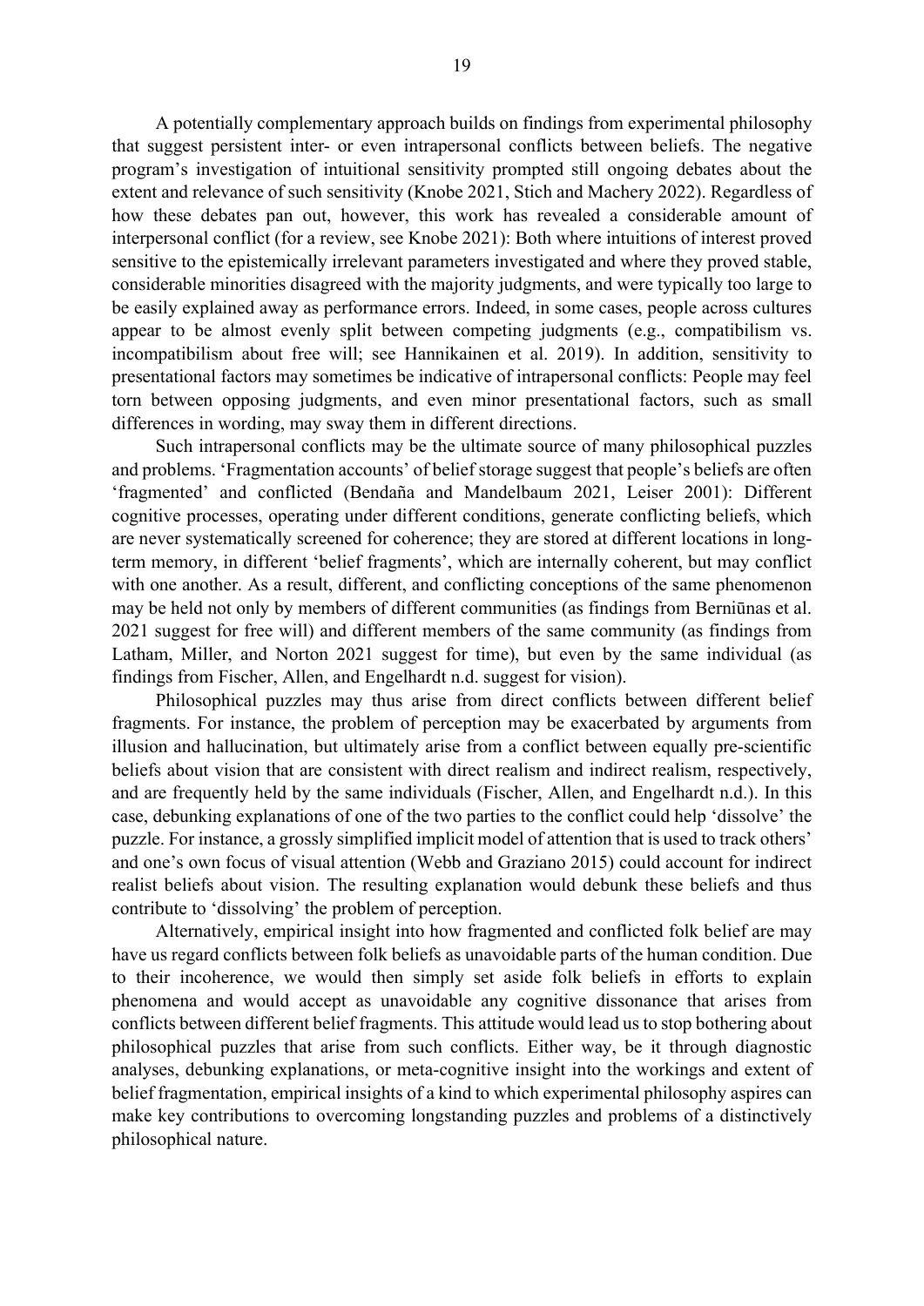A potentially complementary approach builds on findings from experimental philosophy that suggest persistent inter- or even intrapersonal conflicts between beliefs. The negative program's investigation of intuitional sensitivity prompted still ongoing debates about the extent and relevance of such sensitivity (Knobe 2021, Stich and Machery 2022). Regardless of how these debates pan out, however, this work has revealed a considerable amount of interpersonal conflict (for a review, see Knobe 2021): Both where intuitions of interest proved sensitive to the epistemically irrelevant parameters investigated and where they proved stable, considerable minorities disagreed with the majority judgments, and were typically too large to be easily explained away as performance errors. Indeed, in some cases, people across cultures appear to be almost evenly split between competing judgments (e.g., compatibilism vs. incompatibilism about free will; see Hannikainen et al. 2019). In addition, sensitivity to presentational factors may sometimes be indicative of intrapersonal conflicts: People may feel torn between opposing judgments, and even minor presentational factors, such as small differences in wording, may sway them in different directions.

Such intrapersonal conflicts may be the ultimate source of many philosophical puzzles and problems. 'Fragmentation accounts' of belief storage suggest that people's beliefs are often 'fragmented' and conflicted (Bendaña and Mandelbaum 2021, Leiser 2001): Different cognitive processes, operating under different conditions, generate conflicting beliefs, which are never systematically screened for coherence; they are stored at different locations in long-term memory, in different 'belief fragments', which are internally coherent, but may conflict with one another. As a result, different, and conflicting conceptions of the same phenomenon may be held not only by members of different communities (as findings from Berniūnas et al. 2021 suggest for free will) and different members of the same community (as findings from Latham, Miller, and Norton 2021 suggest for time), but even by the same individual (as findings from Fischer, Allen, and Engelhardt n.d. suggest for vision).

Philosophical puzzles may thus arise from direct conflicts between different belief fragments. For instance, the problem of perception may be exacerbated by arguments from illusion and hallucination, but ultimately arise from a conflict between equally pre-scientific beliefs about vision that are consistent with direct realism and indirect realism, respectively, and are frequently held by the same individuals (Fischer, Allen, and Engelhardt n.d.). In this case, debunking explanations of one of the two parties to the conflict could help 'dissolve' the puzzle. For instance, a grossly simplified implicit model of attention that is used to track others' and one's own focus of visual attention (Webb and Graziano 2015) could account for indirect realist beliefs about vision. The resulting explanation would debunk these beliefs and thus contribute to 'dissolving' the problem of perception.

Alternatively, empirical insight into how fragmented and conflicted folk belief are may have us regard conflicts between folk beliefs as unavoidable parts of the human condition. Due to their incoherence, we would then simply set aside folk beliefs in efforts to explain phenomena and would accept as unavoidable any cognitive dissonance that arises from conflicts between different belief fragments. This attitude would lead us to stop bothering about philosophical puzzles that arise from such conflicts. Either way, be it through diagnostic analyses, debunking explanations, or meta-cognitive insight into the workings and extent of belief fragmentation, empirical insights of a kind to which experimental philosophy aspires can make key contributions to overcoming longstanding puzzles and problems of a distinctively philosophical nature.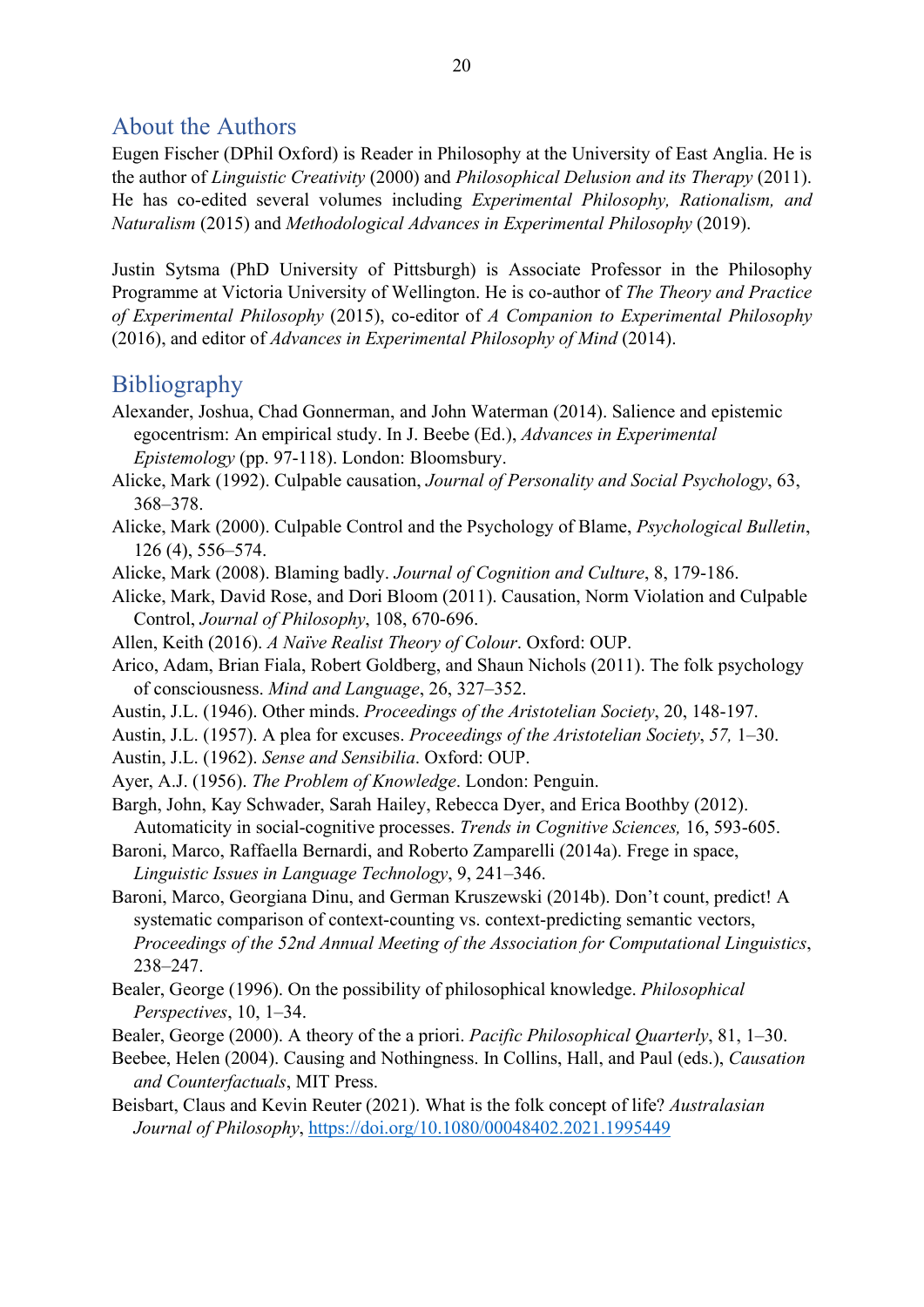## About the Authors

Eugen Fischer (DPhil Oxford) is Reader in Philosophy at the University of East Anglia. He is the author of *Linguistic Creativity* (2000) and *Philosophical Delusion and its Therapy* (2011). He has co-edited several volumes including *Experimental Philosophy, Rationalism, and Naturalism* (2015) and *Methodological Advances in Experimental Philosophy* (2019).

Justin Sytsma (PhD University of Pittsburgh) is Associate Professor in the Philosophy Programme at Victoria University of Wellington. He is co-author of *The Theory and Practice of Experimental Philosophy* (2015), co-editor of *A Companion to Experimental Philosophy* (2016), and editor of *Advances in Experimental Philosophy of Mind* (2014).

## Bibliography

Alexander, Joshua, Chad Gonnerman, and John Waterman (2014). Salience and epistemic egocentrism: An empirical study. In J. Beebe (Ed.), *Advances in Experimental Epistemology* (pp. 97-118). London: Bloomsbury.

Alicke, Mark (1992). Culpable causation, *Journal of Personality and Social Psychology*, 63, 368–378.

Alicke, Mark (2000). Culpable Control and the Psychology of Blame, *Psychological Bulletin*, 126 (4), 556–574.

Alicke, Mark (2008). Blaming badly. *Journal of Cognition and Culture*, 8, 179-186.

Alicke, Mark, David Rose, and Dori Bloom (2011). Causation, Norm Violation and Culpable Control, *Journal of Philosophy*, 108, 670-696.

Allen, Keith (2016). *A Naïve Realist Theory of Colour*. Oxford: OUP.

Arico, Adam, Brian Fiala, Robert Goldberg, and Shaun Nichols (2011). The folk psychology of consciousness. *Mind and Language*, 26, 327–352.

Austin, J.L. (1946). Other minds. *Proceedings of the Aristotelian Society*, 20, 148-197.

Austin, J.L. (1957). A plea for excuses. *Proceedings of the Aristotelian Society*, *57,* 1–30.

Austin, J.L. (1962). *Sense and Sensibilia*. Oxford: OUP.

Ayer, A.J. (1956). *The Problem of Knowledge*. London: Penguin.

Bargh, John, Kay Schwader, Sarah Hailey, Rebecca Dyer, and Erica Boothby (2012). Automaticity in social-cognitive processes. *Trends in Cognitive Sciences,* 16, 593-605.

Baroni, Marco, Raffaella Bernardi, and Roberto Zamparelli (2014a). Frege in space, *Linguistic Issues in Language Technology*, 9, 241–346.

Baroni, Marco, Georgiana Dinu, and German Kruszewski (2014b). Don't count, predict! A systematic comparison of context-counting vs. context-predicting semantic vectors, *Proceedings of the 52nd Annual Meeting of the Association for Computational Linguistics*, 238–247.

Bealer, George (1996). On the possibility of philosophical knowledge. *Philosophical Perspectives*, 10, 1–34.

Bealer, George (2000). A theory of the a priori. *Pacific Philosophical Quarterly*, 81, 1–30.

Beebee, Helen (2004). Causing and Nothingness. In Collins, Hall, and Paul (eds.), *Causation and Counterfactuals*, MIT Press.

Beisbart, Claus and Kevin Reuter (2021). What is the folk concept of life? *Australasian Journal of Philosophy*, https://doi.org/10.1080/00048402.2021.1995449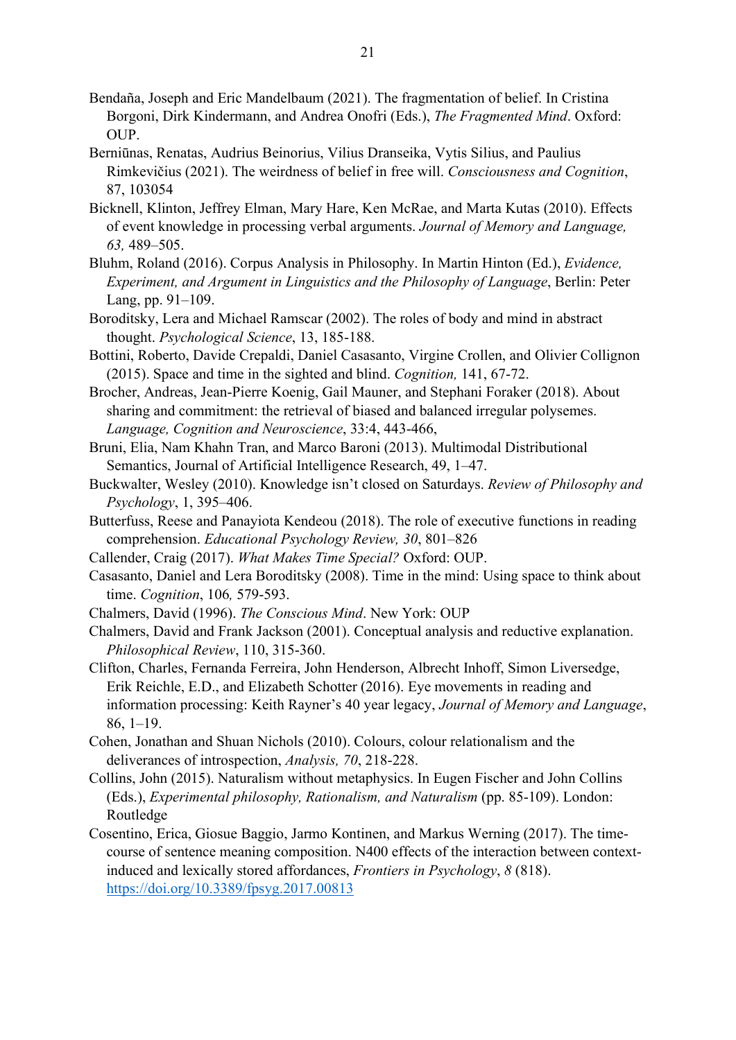Bendaña, Joseph and Eric Mandelbaum (2021). The fragmentation of belief. In Cristina Borgoni, Dirk Kindermann, and Andrea Onofri (Eds.), *The Fragmented Mind*. Oxford: OUP.

Berniūnas, Renatas, Audrius Beinorius, Vilius Dranseika, Vytis Silius, and Paulius Rimkevičius (2021). The weirdness of belief in free will. *Consciousness and Cognition*, 87, 103054

Bicknell, Klinton, Jeffrey Elman, Mary Hare, Ken McRae, and Marta Kutas (2010). Effects of event knowledge in processing verbal arguments. *Journal of Memory and Language, 63,* 489–505.

Bluhm, Roland (2016). Corpus Analysis in Philosophy. In Martin Hinton (Ed.), *Evidence, Experiment, and Argument in Linguistics and the Philosophy of Language*, Berlin: Peter Lang, pp. 91–109.

Boroditsky, Lera and Michael Ramscar (2002). The roles of body and mind in abstract thought. *Psychological Science*, 13, 185-188.

Bottini, Roberto, Davide Crepaldi, Daniel Casasanto, Virgine Crollen, and Olivier Collignon (2015). Space and time in the sighted and blind. *Cognition,* 141, 67-72.

Brocher, Andreas, Jean-Pierre Koenig, Gail Mauner, and Stephani Foraker (2018). About sharing and commitment: the retrieval of biased and balanced irregular polysemes. *Language, Cognition and Neuroscience*, 33:4, 443-466,

Bruni, Elia, Nam Khahn Tran, and Marco Baroni (2013). Multimodal Distributional Semantics, Journal of Artificial Intelligence Research, 49, 1–47.

Buckwalter, Wesley (2010). Knowledge isn't closed on Saturdays. *Review of Philosophy and Psychology*, 1, 395–406.

Butterfuss, Reese and Panayiota Kendeou (2018). The role of executive functions in reading comprehension. *Educational Psychology Review, 30*, 801–826

Callender, Craig (2017). *What Makes Time Special?* Oxford: OUP.

Casasanto, Daniel and Lera Boroditsky (2008). Time in the mind: Using space to think about time. *Cognition*, 106*,* 579-593.

Chalmers, David (1996). *The Conscious Mind*. New York: OUP

Chalmers, David and Frank Jackson (2001). Conceptual analysis and reductive explanation. *Philosophical Review*, 110, 315-360.

Clifton, Charles, Fernanda Ferreira, John Henderson, Albrecht Inhoff, Simon Liversedge, Erik Reichle, E.D., and Elizabeth Schotter (2016). Eye movements in reading and information processing: Keith Rayner's 40 year legacy, *Journal of Memory and Language*, 86, 1–19.

Cohen, Jonathan and Shuan Nichols (2010). Colours, colour relationalism and the deliverances of introspection, *Analysis, 70*, 218-228.

Collins, John (2015). Naturalism without metaphysics. In Eugen Fischer and John Collins (Eds.), *Experimental philosophy, Rationalism, and Naturalism* (pp. 85-109). London: Routledge

Cosentino, Erica, Giosue Baggio, Jarmo Kontinen, and Markus Werning (2017). The time-course of sentence meaning composition. N400 effects of the interaction between context-induced and lexically stored affordances, *Frontiers in Psychology*, *8* (818). https://doi.org/10.3389/fpsyg.2017.00813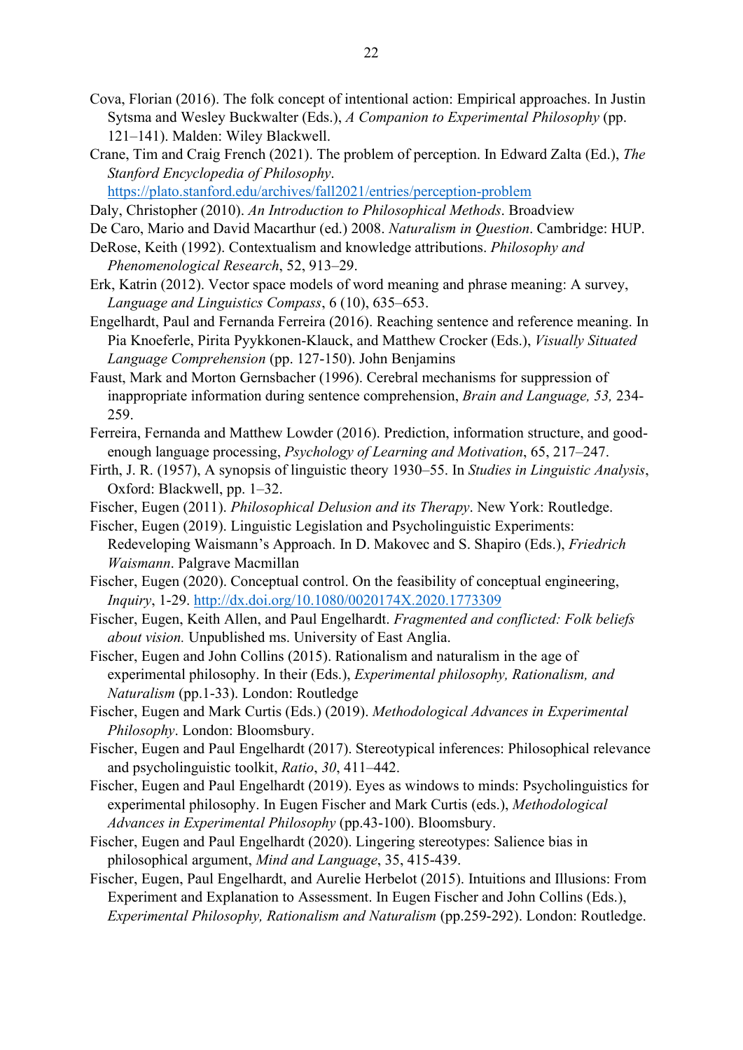Cova, Florian (2016). The folk concept of intentional action: Empirical approaches. In Justin Sytsma and Wesley Buckwalter (Eds.), *A Companion to Experimental Philosophy* (pp. 121–141). Malden: Wiley Blackwell.

Crane, Tim and Craig French (2021). The problem of perception. In Edward Zalta (Ed.), *The Stanford Encyclopedia of Philosophy*. https://plato.stanford.edu/archives/fall2021/entries/perception-problem

Daly, Christopher (2010). *An Introduction to Philosophical Methods*. Broadview

De Caro, Mario and David Macarthur (ed.) 2008. *Naturalism in Question*. Cambridge: HUP.

DeRose, Keith (1992). Contextualism and knowledge attributions. *Philosophy and Phenomenological Research*, 52, 913–29.

Erk, Katrin (2012). Vector space models of word meaning and phrase meaning: A survey, *Language and Linguistics Compass*, 6 (10), 635–653.

Engelhardt, Paul and Fernanda Ferreira (2016). Reaching sentence and reference meaning. In Pia Knoeferle, Pirita Pyykkonen-Klauck, and Matthew Crocker (Eds.), *Visually Situated Language Comprehension* (pp. 127-150). John Benjamins

Faust, Mark and Morton Gernsbacher (1996). Cerebral mechanisms for suppression of inappropriate information during sentence comprehension, *Brain and Language, 53,* 234-259.

Ferreira, Fernanda and Matthew Lowder (2016). Prediction, information structure, and good-enough language processing, *Psychology of Learning and Motivation*, 65, 217–247.

Firth, J. R. (1957), A synopsis of linguistic theory 1930–55. In *Studies in Linguistic Analysis*, Oxford: Blackwell, pp. 1–32.

Fischer, Eugen (2011). *Philosophical Delusion and its Therapy*. New York: Routledge.

Fischer, Eugen (2019). Linguistic Legislation and Psycholinguistic Experiments: Redeveloping Waismann's Approach. In D. Makovec and S. Shapiro (Eds.), *Friedrich Waismann*. Palgrave Macmillan

Fischer, Eugen (2020). Conceptual control. On the feasibility of conceptual engineering, *Inquiry*, 1-29. http://dx.doi.org/10.1080/0020174X.2020.1773309

Fischer, Eugen, Keith Allen, and Paul Engelhardt. *Fragmented and conflicted: Folk beliefs about vision.* Unpublished ms. University of East Anglia.

Fischer, Eugen and John Collins (2015). Rationalism and naturalism in the age of experimental philosophy. In their (Eds.), *Experimental philosophy, Rationalism, and Naturalism* (pp.1-33). London: Routledge

Fischer, Eugen and Mark Curtis (Eds.) (2019). *Methodological Advances in Experimental Philosophy*. London: Bloomsbury.

Fischer, Eugen and Paul Engelhardt (2017). Stereotypical inferences: Philosophical relevance and psycholinguistic toolkit, *Ratio*, *30*, 411–442.

Fischer, Eugen and Paul Engelhardt (2019). Eyes as windows to minds: Psycholinguistics for experimental philosophy. In Eugen Fischer and Mark Curtis (eds.), *Methodological Advances in Experimental Philosophy* (pp.43-100). Bloomsbury.

Fischer, Eugen and Paul Engelhardt (2020). Lingering stereotypes: Salience bias in philosophical argument, *Mind and Language*, 35, 415-439.

Fischer, Eugen, Paul Engelhardt, and Aurelie Herbelot (2015). Intuitions and Illusions: From Experiment and Explanation to Assessment. In Eugen Fischer and John Collins (Eds.), *Experimental Philosophy, Rationalism and Naturalism* (pp.259-292). London: Routledge.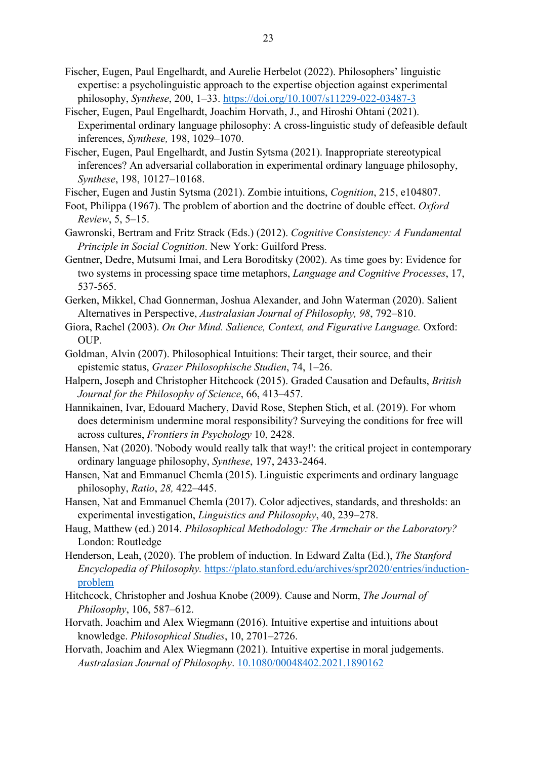Fischer, Eugen, Paul Engelhardt, and Aurelie Herbelot (2022). Philosophers' linguistic expertise: a psycholinguistic approach to the expertise objection against experimental philosophy, *Synthese*, 200, 1–33. https://doi.org/10.1007/s11229-022-03487-3

Fischer, Eugen, Paul Engelhardt, Joachim Horvath, J., and Hiroshi Ohtani (2021). Experimental ordinary language philosophy: A cross-linguistic study of defeasible default inferences, *Synthese,* 198, 1029–1070.

Fischer, Eugen, Paul Engelhardt, and Justin Sytsma (2021). Inappropriate stereotypical inferences? An adversarial collaboration in experimental ordinary language philosophy, *Synthese*, 198, 10127–10168.

Fischer, Eugen and Justin Sytsma (2021). Zombie intuitions, *Cognition*, 215, e104807.

Foot, Philippa (1967). The problem of abortion and the doctrine of double effect. *Oxford Review*, 5, 5–15.

Gawronski, Bertram and Fritz Strack (Eds.) (2012). *Cognitive Consistency: A Fundamental Principle in Social Cognition*. New York: Guilford Press.

Gentner, Dedre, Mutsumi Imai, and Lera Boroditsky (2002). As time goes by: Evidence for two systems in processing space time metaphors, *Language and Cognitive Processes*, 17, 537-565.

Gerken, Mikkel, Chad Gonnerman, Joshua Alexander, and John Waterman (2020). Salient Alternatives in Perspective, *Australasian Journal of Philosophy, 98*, 792–810.

Giora, Rachel (2003). *On Our Mind. Salience, Context, and Figurative Language.* Oxford: OUP.

Goldman, Alvin (2007). Philosophical Intuitions: Their target, their source, and their epistemic status, *Grazer Philosophische Studien*, 74, 1–26.

Halpern, Joseph and Christopher Hitchcock (2015). Graded Causation and Defaults, *British Journal for the Philosophy of Science*, 66, 413–457.

Hannikainen, Ivar, Edouard Machery, David Rose, Stephen Stich, et al. (2019). For whom does determinism undermine moral responsibility? Surveying the conditions for free will across cultures, *Frontiers in Psychology* 10, 2428.

Hansen, Nat (2020). 'Nobody would really talk that way!': the critical project in contemporary ordinary language philosophy, *Synthese*, 197, 2433-2464.

Hansen, Nat and Emmanuel Chemla (2015). Linguistic experiments and ordinary language philosophy, *Ratio*, *28,* 422–445.

Hansen, Nat and Emmanuel Chemla (2017). Color adjectives, standards, and thresholds: an experimental investigation, *Linguistics and Philosophy*, 40, 239–278.

Haug, Matthew (ed.) 2014. *Philosophical Methodology: The Armchair or the Laboratory?* London: Routledge

Henderson, Leah, (2020). The problem of induction. In Edward Zalta (Ed.), *The Stanford Encyclopedia of Philosophy.* https://plato.stanford.edu/archives/spr2020/entries/induction-problem

Hitchcock, Christopher and Joshua Knobe (2009). Cause and Norm, *The Journal of Philosophy*, 106, 587–612.

Horvath, Joachim and Alex Wiegmann (2016). Intuitive expertise and intuitions about knowledge. *Philosophical Studies*, 10, 2701–2726.

Horvath, Joachim and Alex Wiegmann (2021). Intuitive expertise in moral judgements. *Australasian Journal of Philosophy*. 10.1080/00048402.2021.1890162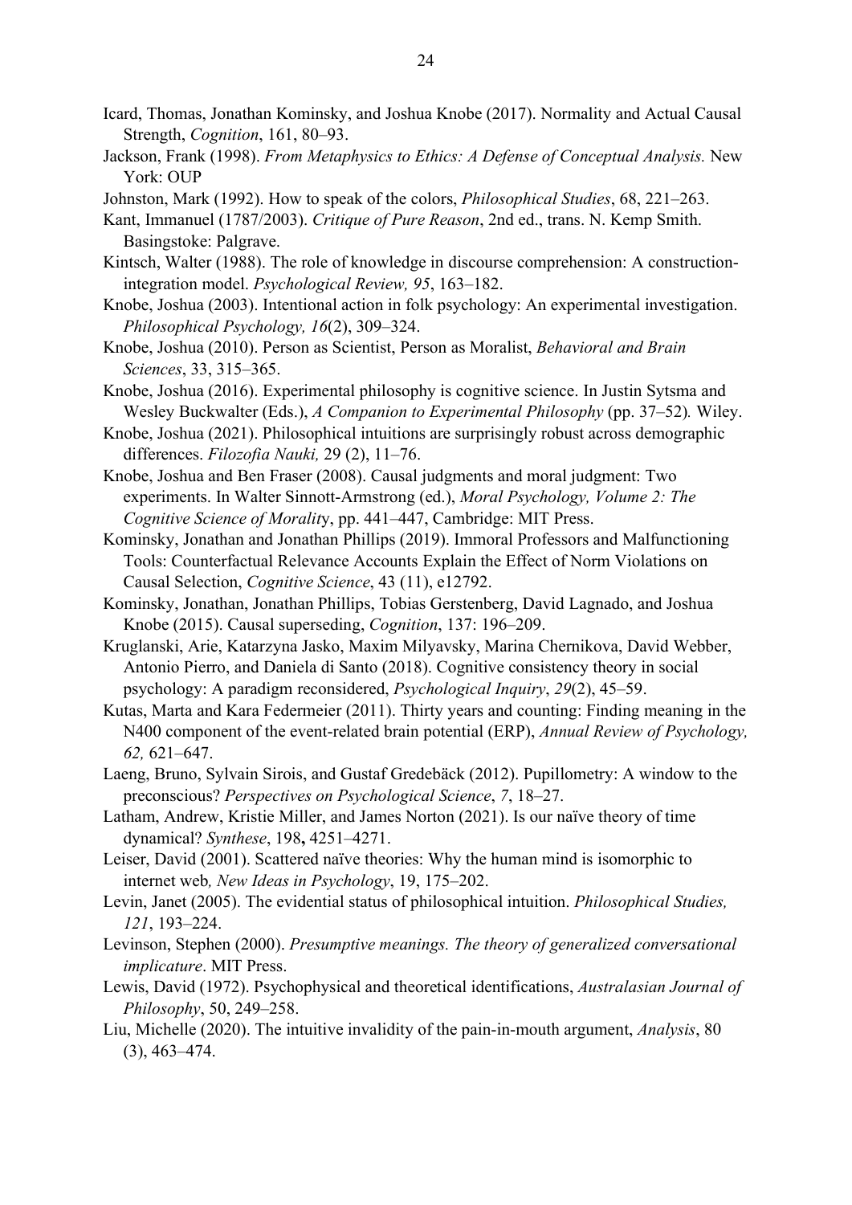Icard, Thomas, Jonathan Kominsky, and Joshua Knobe (2017). Normality and Actual Causal Strength, *Cognition*, 161, 80–93.

Jackson, Frank (1998). *From Metaphysics to Ethics: A Defense of Conceptual Analysis.* New York: OUP

Johnston, Mark (1992). How to speak of the colors, *Philosophical Studies*, 68, 221–263.

Kant, Immanuel (1787/2003). *Critique of Pure Reason*, 2nd ed., trans. N. Kemp Smith. Basingstoke: Palgrave.

Kintsch, Walter (1988). The role of knowledge in discourse comprehension: A construction-integration model. *Psychological Review, 95*, 163–182.

Knobe, Joshua (2003). Intentional action in folk psychology: An experimental investigation. *Philosophical Psychology, 16*(2), 309–324.

Knobe, Joshua (2010). Person as Scientist, Person as Moralist, *Behavioral and Brain Sciences*, 33, 315–365.

Knobe, Joshua (2016). Experimental philosophy is cognitive science. In Justin Sytsma and Wesley Buckwalter (Eds.), *A Companion to Experimental Philosophy* (pp. 37–52)*.* Wiley.

Knobe, Joshua (2021). Philosophical intuitions are surprisingly robust across demographic differences. *Filozofia Nauki,* 29 (2), 11–76.

Knobe, Joshua and Ben Fraser (2008). Causal judgments and moral judgment: Two experiments. In Walter Sinnott-Armstrong (ed.), *Moral Psychology, Volume 2: The Cognitive Science of Moralit*y, pp. 441–447, Cambridge: MIT Press.

Kominsky, Jonathan and Jonathan Phillips (2019). Immoral Professors and Malfunctioning Tools: Counterfactual Relevance Accounts Explain the Effect of Norm Violations on Causal Selection, *Cognitive Science*, 43 (11), e12792.

Kominsky, Jonathan, Jonathan Phillips, Tobias Gerstenberg, David Lagnado, and Joshua Knobe (2015). Causal superseding, *Cognition*, 137: 196–209.

Kruglanski, Arie, Katarzyna Jasko, Maxim Milyavsky, Marina Chernikova, David Webber, Antonio Pierro, and Daniela di Santo (2018). Cognitive consistency theory in social psychology: A paradigm reconsidered, *Psychological Inquiry*, *29*(2), 45–59.

Kutas, Marta and Kara Federmeier (2011). Thirty years and counting: Finding meaning in the N400 component of the event-related brain potential (ERP), *Annual Review of Psychology, 62,* 621–647.

Laeng, Bruno, Sylvain Sirois, and Gustaf Gredebäck (2012). Pupillometry: A window to the preconscious? *Perspectives on Psychological Science*, *7*, 18–27.

Latham, Andrew, Kristie Miller, and James Norton (2021). Is our naïve theory of time dynamical? *Synthese*, 198**,** 4251–4271.

Leiser, David (2001). Scattered naïve theories: Why the human mind is isomorphic to internet web*, New Ideas in Psychology*, 19, 175–202.

Levin, Janet (2005). The evidential status of philosophical intuition. *Philosophical Studies, 121*, 193–224.

Levinson, Stephen (2000). *Presumptive meanings. The theory of generalized conversational implicature*. MIT Press.

Lewis, David (1972). Psychophysical and theoretical identifications, *Australasian Journal of Philosophy*, 50, 249–258.

Liu, Michelle (2020). The intuitive invalidity of the pain-in-mouth argument, *Analysis*, 80 (3), 463–474.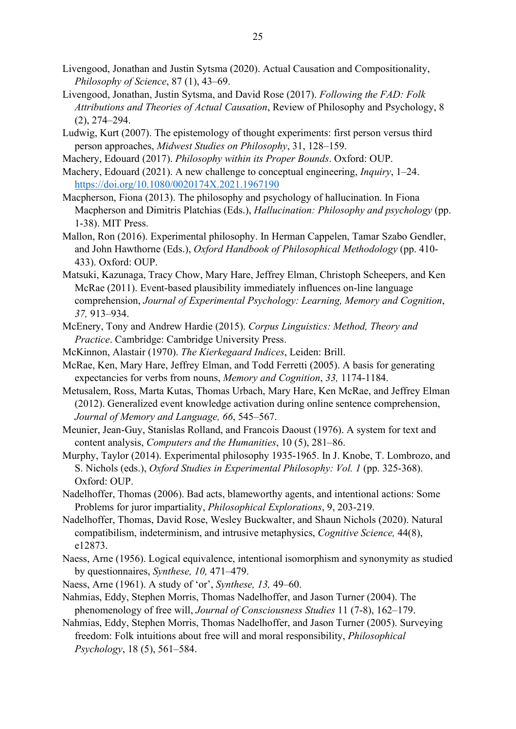Livengood, Jonathan and Justin Sytsma (2020). Actual Causation and Compositionality, *Philosophy of Science*, 87 (1), 43–69.

Livengood, Jonathan, Justin Sytsma, and David Rose (2017). *Following the FAD: Folk Attributions and Theories of Actual Causation*, Review of Philosophy and Psychology, 8 (2), 274–294.

Ludwig, Kurt (2007). The epistemology of thought experiments: first person versus third person approaches, *Midwest Studies on Philosophy*, 31, 128–159.

Machery, Edouard (2017). *Philosophy within its Proper Bounds*. Oxford: OUP.

Machery, Edouard (2021). A new challenge to conceptual engineering, *Inquiry*, 1–24. https://doi.org/10.1080/0020174X.2021.1967190

Macpherson, Fiona (2013). The philosophy and psychology of hallucination. In Fiona Macpherson and Dimitris Platchias (Eds.), *Hallucination: Philosophy and psychology* (pp. 1-38). MIT Press.

Mallon, Ron (2016). Experimental philosophy. In Herman Cappelen, Tamar Szabo Gendler, and John Hawthorne (Eds.), *Oxford Handbook of Philosophical Methodology* (pp. 410-433). Oxford: OUP.

Matsuki, Kazunaga, Tracy Chow, Mary Hare, Jeffrey Elman, Christoph Scheepers, and Ken McRae (2011). Event-based plausibility immediately influences on-line language comprehension, *Journal of Experimental Psychology: Learning, Memory and Cognition*, *37,* 913–934.

McEnery, Tony and Andrew Hardie (2015). *Corpus Linguistics: Method, Theory and Practice*. Cambridge: Cambridge University Press.

McKinnon, Alastair (1970). *The Kierkegaard Indices*, Leiden: Brill.

McRae, Ken, Mary Hare, Jeffrey Elman, and Todd Ferretti (2005). A basis for generating expectancies for verbs from nouns, *Memory and Cognition*, *33,* 1174-1184.

Metusalem, Ross, Marta Kutas, Thomas Urbach, Mary Hare, Ken McRae, and Jeffrey Elman (2012). Generalized event knowledge activation during online sentence comprehension, *Journal of Memory and Language, 66*, 545–567.

Meunier, Jean-Guy, Stanislas Rolland, and Francois Daoust (1976). A system for text and content analysis, *Computers and the Humanities*, 10 (5), 281–86.

Murphy, Taylor (2014). Experimental philosophy 1935-1965. In J. Knobe, T. Lombrozo, and S. Nichols (eds.), *Oxford Studies in Experimental Philosophy: Vol. 1* (pp. 325-368). Oxford: OUP.

Nadelhoffer, Thomas (2006). Bad acts, blameworthy agents, and intentional actions: Some Problems for juror impartiality, *Philosophical Explorations*, 9, 203-219.

Nadelhoffer, Thomas, David Rose, Wesley Buckwalter, and Shaun Nichols (2020). Natural compatibilism, indeterminism, and intrusive metaphysics, *Cognitive Science,* 44(8), e12873.

Naess, Arne (1956). Logical equivalence, intentional isomorphism and synonymity as studied by questionnaires, *Synthese, 10,* 471–479.

Naess, Arne (1961). A study of 'or', *Synthese, 13,* 49–60.

Nahmias, Eddy, Stephen Morris, Thomas Nadelhoffer, and Jason Turner (2004). The phenomenology of free will, *Journal of Consciousness Studies* 11 (7-8), 162–179.

Nahmias, Eddy, Stephen Morris, Thomas Nadelhoffer, and Jason Turner (2005). Surveying freedom: Folk intuitions about free will and moral responsibility, *Philosophical Psychology*, 18 (5), 561–584.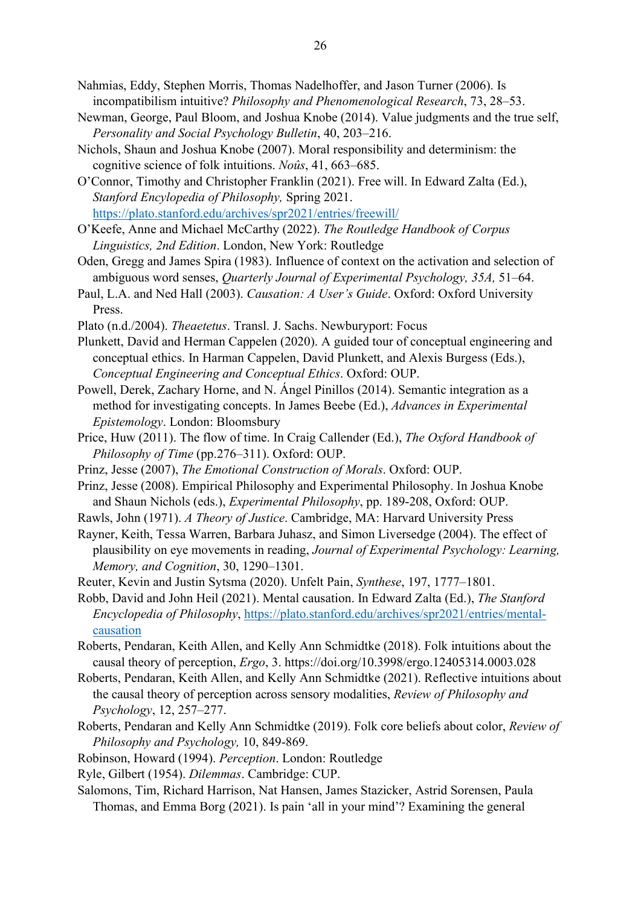Nahmias, Eddy, Stephen Morris, Thomas Nadelhoffer, and Jason Turner (2006). Is incompatibilism intuitive? *Philosophy and Phenomenological Research*, 73, 28–53.

Newman, George, Paul Bloom, and Joshua Knobe (2014). Value judgments and the true self, *Personality and Social Psychology Bulletin*, 40, 203–216.

Nichols, Shaun and Joshua Knobe (2007). Moral responsibility and determinism: the cognitive science of folk intuitions. *Noûs*, 41, 663–685.

O'Connor, Timothy and Christopher Franklin (2021). Free will. In Edward Zalta (Ed.), *Stanford Encylopedia of Philosophy,* Spring 2021. https://plato.stanford.edu/archives/spr2021/entries/freewill/

O'Keefe, Anne and Michael McCarthy (2022). *The Routledge Handbook of Corpus Linguistics, 2nd Edition*. London, New York: Routledge

Oden, Gregg and James Spira (1983). Influence of context on the activation and selection of ambiguous word senses, *Quarterly Journal of Experimental Psychology, 35A,* 51–64.

Paul, L.A. and Ned Hall (2003). *Causation: A User's Guide*. Oxford: Oxford University Press.

Plato (n.d./2004). *Theaetetus*. Transl. J. Sachs. Newburyport: Focus

Plunkett, David and Herman Cappelen (2020). A guided tour of conceptual engineering and conceptual ethics. In Harman Cappelen, David Plunkett, and Alexis Burgess (Eds.), *Conceptual Engineering and Conceptual Ethics*. Oxford: OUP.

Powell, Derek, Zachary Horne, and N. Ángel Pinillos (2014). Semantic integration as a method for investigating concepts. In James Beebe (Ed.), *Advances in Experimental Epistemology*. London: Bloomsbury

Price, Huw (2011). The flow of time. In Craig Callender (Ed.), *The Oxford Handbook of Philosophy of Time* (pp.276–311). Oxford: OUP.

Prinz, Jesse (2007), *The Emotional Construction of Morals*. Oxford: OUP.

Prinz, Jesse (2008). Empirical Philosophy and Experimental Philosophy. In Joshua Knobe and Shaun Nichols (eds.), *Experimental Philosophy*, pp. 189-208, Oxford: OUP.

Rawls, John (1971). *A Theory of Justice*. Cambridge, MA: Harvard University Press

Rayner, Keith, Tessa Warren, Barbara Juhasz, and Simon Liversedge (2004). The effect of plausibility on eye movements in reading, *Journal of Experimental Psychology: Learning, Memory, and Cognition*, 30, 1290–1301.

Reuter, Kevin and Justin Sytsma (2020). Unfelt Pain, *Synthese*, 197, 1777–1801.

Robb, David and John Heil (2021). Mental causation. In Edward Zalta (Ed.), *The Stanford Encyclopedia of Philosophy*, https://plato.stanford.edu/archives/spr2021/entries/mental-causation

Roberts, Pendaran, Keith Allen, and Kelly Ann Schmidtke (2018). Folk intuitions about the causal theory of perception, *Ergo*, 3. https://doi.org/10.3998/ergo.12405314.0003.028

Roberts, Pendaran, Keith Allen, and Kelly Ann Schmidtke (2021). Reflective intuitions about the causal theory of perception across sensory modalities, *Review of Philosophy and Psychology*, 12, 257–277.

Roberts, Pendaran and Kelly Ann Schmidtke (2019). Folk core beliefs about color, *Review of Philosophy and Psychology,* 10, 849-869.

Robinson, Howard (1994). *Perception*. London: Routledge

Ryle, Gilbert (1954). *Dilemmas*. Cambridge: CUP.

Salomons, Tim, Richard Harrison, Nat Hansen, James Stazicker, Astrid Sorensen, Paula Thomas, and Emma Borg (2021). Is pain 'all in your mind'? Examining the general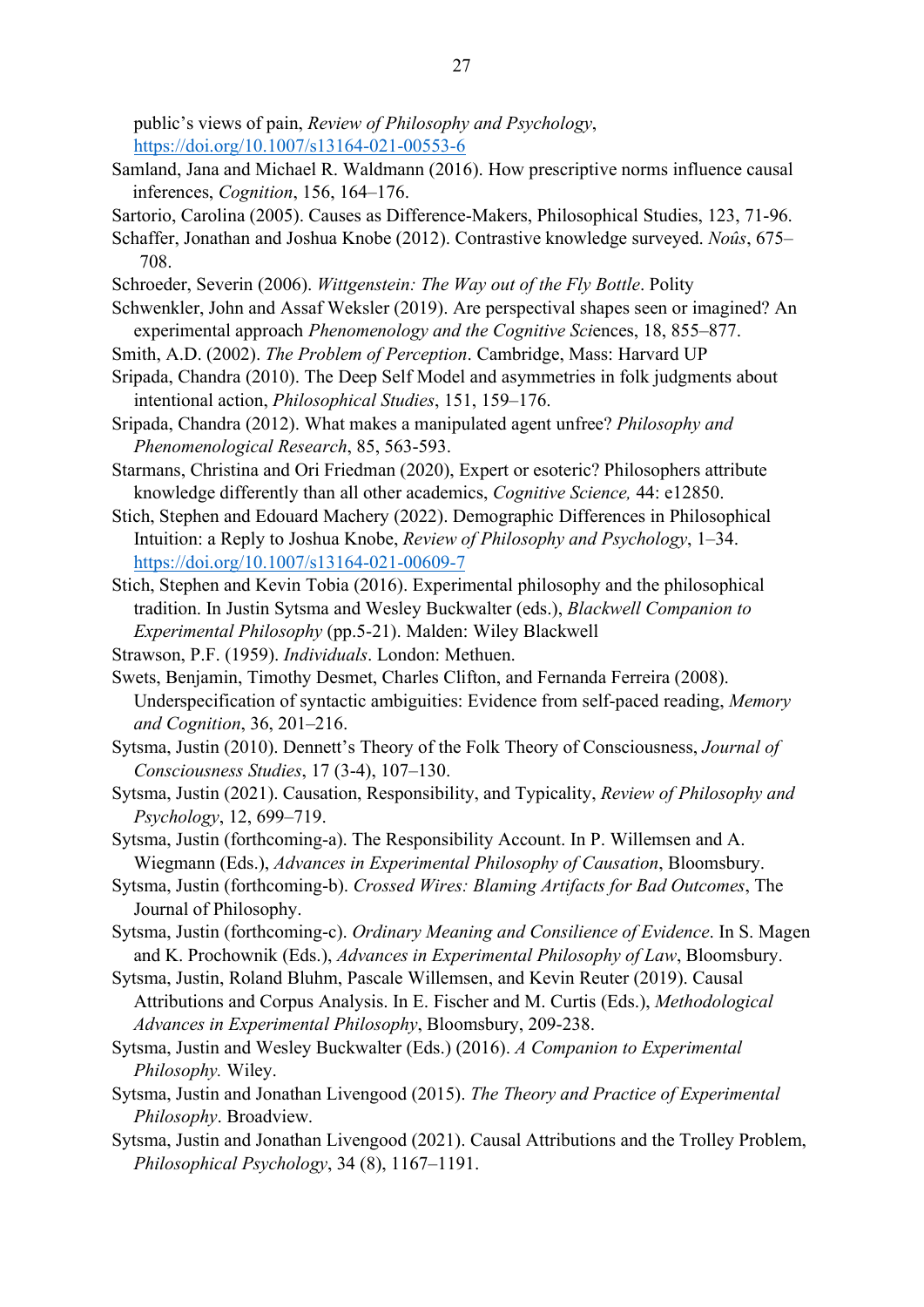public's views of pain, *Review of Philosophy and Psychology*, https://doi.org/10.1007/s13164-021-00553-6

Samland, Jana and Michael R. Waldmann (2016). How prescriptive norms influence causal inferences, *Cognition*, 156, 164–176.

Sartorio, Carolina (2005). Causes as Difference-Makers, Philosophical Studies, 123, 71-96.

Schaffer, Jonathan and Joshua Knobe (2012). Contrastive knowledge surveyed. *Noûs*, 675–708.

Schroeder, Severin (2006). *Wittgenstein: The Way out of the Fly Bottle*. Polity

Schwenkler, John and Assaf Weksler (2019). Are perspectival shapes seen or imagined? An experimental approach *Phenomenology and the Cognitive Sci*ences, 18, 855–877.

Smith, A.D. (2002). *The Problem of Perception*. Cambridge, Mass: Harvard UP

Sripada, Chandra (2010). The Deep Self Model and asymmetries in folk judgments about intentional action, *Philosophical Studies*, 151, 159–176.

Sripada, Chandra (2012). What makes a manipulated agent unfree? *Philosophy and Phenomenological Research*, 85, 563-593.

Starmans, Christina and Ori Friedman (2020), Expert or esoteric? Philosophers attribute knowledge differently than all other academics, *Cognitive Science,* 44: e12850.

Stich, Stephen and Edouard Machery (2022). Demographic Differences in Philosophical Intuition: a Reply to Joshua Knobe, *Review of Philosophy and Psychology*, 1–34. https://doi.org/10.1007/s13164-021-00609-7

Stich, Stephen and Kevin Tobia (2016). Experimental philosophy and the philosophical tradition. In Justin Sytsma and Wesley Buckwalter (eds.), *Blackwell Companion to Experimental Philosophy* (pp.5-21). Malden: Wiley Blackwell

Strawson, P.F. (1959). *Individuals*. London: Methuen.

Swets, Benjamin, Timothy Desmet, Charles Clifton, and Fernanda Ferreira (2008). Underspecification of syntactic ambiguities: Evidence from self-paced reading, *Memory and Cognition*, 36, 201–216.

Sytsma, Justin (2010). Dennett's Theory of the Folk Theory of Consciousness, *Journal of Consciousness Studies*, 17 (3-4), 107–130.

Sytsma, Justin (2021). Causation, Responsibility, and Typicality, *Review of Philosophy and Psychology*, 12, 699–719.

Sytsma, Justin (forthcoming-a). The Responsibility Account. In P. Willemsen and A. Wiegmann (Eds.), *Advances in Experimental Philosophy of Causation*, Bloomsbury.

Sytsma, Justin (forthcoming-b). *Crossed Wires: Blaming Artifacts for Bad Outcomes*, The Journal of Philosophy.

Sytsma, Justin (forthcoming-c). *Ordinary Meaning and Consilience of Evidence*. In S. Magen and K. Prochownik (Eds.), *Advances in Experimental Philosophy of Law*, Bloomsbury.

Sytsma, Justin, Roland Bluhm, Pascale Willemsen, and Kevin Reuter (2019). Causal Attributions and Corpus Analysis. In E. Fischer and M. Curtis (Eds.), *Methodological Advances in Experimental Philosophy*, Bloomsbury, 209-238.

Sytsma, Justin and Wesley Buckwalter (Eds.) (2016). *A Companion to Experimental Philosophy.* Wiley.

Sytsma, Justin and Jonathan Livengood (2015). *The Theory and Practice of Experimental Philosophy*. Broadview.

Sytsma, Justin and Jonathan Livengood (2021). Causal Attributions and the Trolley Problem, *Philosophical Psychology*, 34 (8), 1167–1191.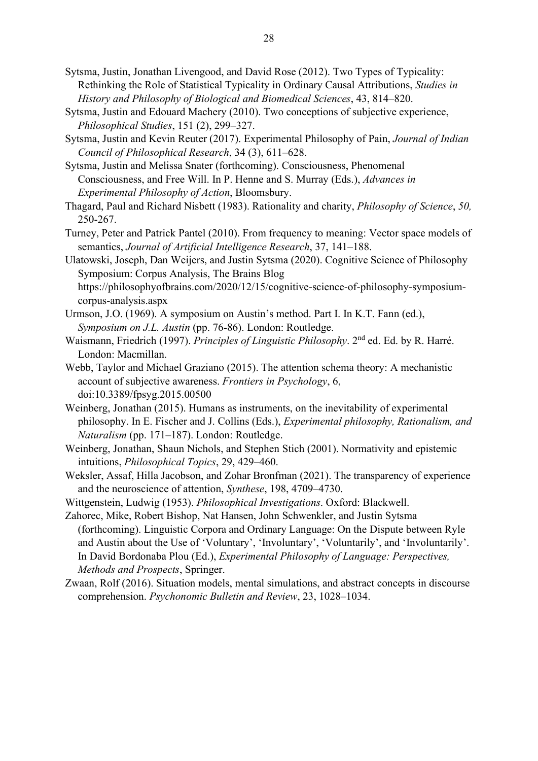Sytsma, Justin, Jonathan Livengood, and David Rose (2012). Two Types of Typicality: Rethinking the Role of Statistical Typicality in Ordinary Causal Attributions, *Studies in History and Philosophy of Biological and Biomedical Sciences*, 43, 814–820.

Sytsma, Justin and Edouard Machery (2010). Two conceptions of subjective experience, *Philosophical Studies*, 151 (2), 299–327.

Sytsma, Justin and Kevin Reuter (2017). Experimental Philosophy of Pain, *Journal of Indian Council of Philosophical Research*, 34 (3), 611–628.

Sytsma, Justin and Melissa Snater (forthcoming). Consciousness, Phenomenal Consciousness, and Free Will. In P. Henne and S. Murray (Eds.), *Advances in Experimental Philosophy of Action*, Bloomsbury.

Thagard, Paul and Richard Nisbett (1983). Rationality and charity, *Philosophy of Science*, *50,* 250-267.

Turney, Peter and Patrick Pantel (2010). From frequency to meaning: Vector space models of semantics, *Journal of Artificial Intelligence Research*, 37, 141–188.

Ulatowski, Joseph, Dan Weijers, and Justin Sytsma (2020). Cognitive Science of Philosophy Symposium: Corpus Analysis, The Brains Blog https://philosophyofbrains.com/2020/12/15/cognitive-science-of-philosophy-symposium-corpus-analysis.aspx

Urmson, J.O. (1969). A symposium on Austin's method. Part I. In K.T. Fann (ed.), *Symposium on J.L. Austin* (pp. 76-86). London: Routledge.

Waismann, Friedrich (1997). *Principles of Linguistic Philosophy*. 2nd ed. Ed. by R. Harré. London: Macmillan.

Webb, Taylor and Michael Graziano (2015). The attention schema theory: A mechanistic account of subjective awareness. *Frontiers in Psychology*, 6, doi:10.3389/fpsyg.2015.00500

Weinberg, Jonathan (2015). Humans as instruments, on the inevitability of experimental philosophy. In E. Fischer and J. Collins (Eds.), *Experimental philosophy, Rationalism, and Naturalism* (pp. 171–187). London: Routledge.

Weinberg, Jonathan, Shaun Nichols, and Stephen Stich (2001). Normativity and epistemic intuitions, *Philosophical Topics*, 29, 429–460.

Weksler, Assaf, Hilla Jacobson, and Zohar Bronfman (2021). The transparency of experience and the neuroscience of attention, *Synthese*, 198, 4709–4730.

Wittgenstein, Ludwig (1953). *Philosophical Investigations*. Oxford: Blackwell.

Zahorec, Mike, Robert Bishop, Nat Hansen, John Schwenkler, and Justin Sytsma (forthcoming). Linguistic Corpora and Ordinary Language: On the Dispute between Ryle and Austin about the Use of 'Voluntary', 'Involuntary', 'Voluntarily', and 'Involuntarily'. In David Bordonaba Plou (Ed.), *Experimental Philosophy of Language: Perspectives, Methods and Prospects*, Springer.

Zwaan, Rolf (2016). Situation models, mental simulations, and abstract concepts in discourse comprehension. *Psychonomic Bulletin and Review*, 23, 1028–1034.